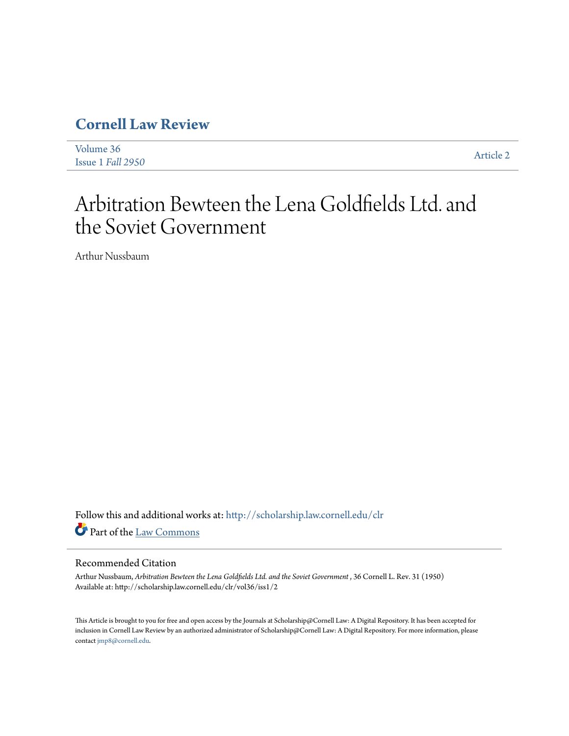# Cornell Law Review

Volume 36
Issue 1 *Fall 2950*

Article 2

# Arbitration Bewteen the Lena Goldfields Ltd. and the Soviet Government

Arthur Nussbaum

Follow this and additional works at: http://scholarship.law.cornell.edu/clr

Part of the Law Commons

## Recommended Citation

Arthur Nussbaum, *Arbitration Bewteen the Lena Goldfields Ltd. and the Soviet Government* , 36 Cornell L. Rev. 31 (1950)
Available at: http://scholarship.law.cornell.edu/clr/vol36/iss1/2

This Article is brought to you for free and open access by the Journals at Scholarship@Cornell Law: A Digital Repository. It has been accepted for inclusion in Cornell Law Review by an authorized administrator of Scholarship@Cornell Law: A Digital Repository. For more information, please contact jmp8@cornell.edu.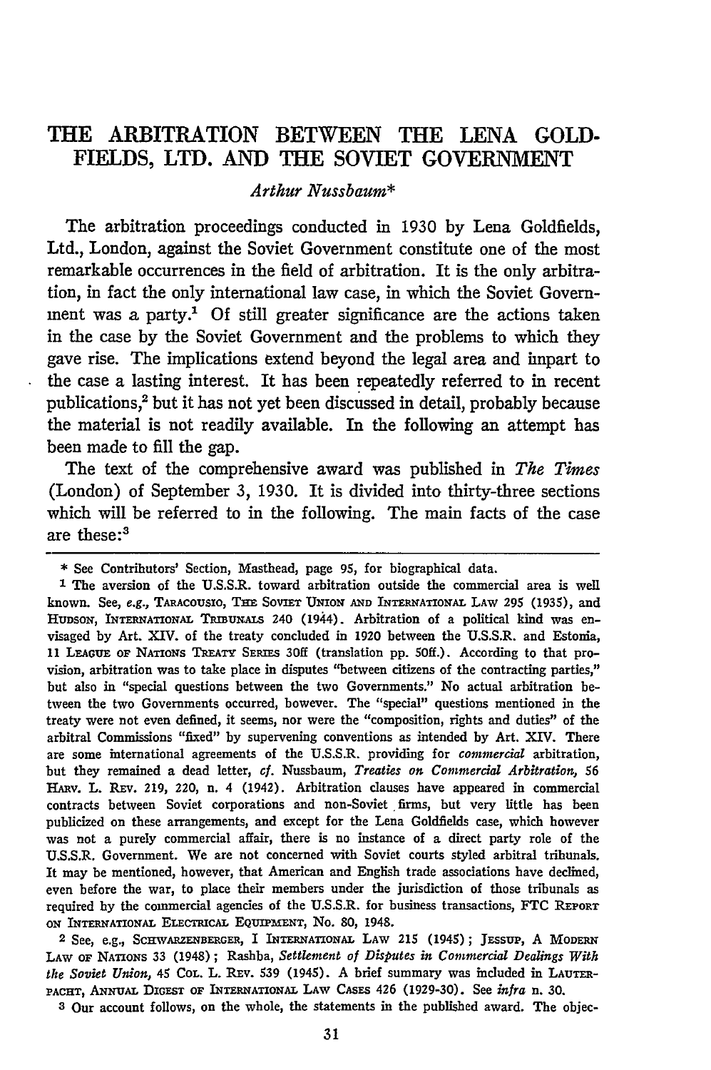# THE ARBITRATION BETWEEN THE LENA GOLDFIELDS, LTD. AND THE SOVIET GOVERNMENT

*Arthur Nussbaum**

The arbitration proceedings conducted in 1930 by Lena Goldfields, Ltd., London, against the Soviet Government constitute one of the most remarkable occurrences in the field of arbitration. It is the only arbitration, in fact the only international law case, in which the Soviet Government was a party.[1] Of still greater significance are the actions taken in the case by the Soviet Government and the problems to which they gave rise. The implications extend beyond the legal area and inpart to the case a lasting interest. It has been repeatedly referred to in recent publications,[2] but it has not yet been discussed in detail, probably because the material is not readily available. In the following an attempt has been made to fill the gap.

The text of the comprehensive award was published in *The Times* (London) of September 3, 1930. It is divided into thirty-three sections which will be referred to in the following. The main facts of the case are these:[3]

---

\* See Contributors' Section, Masthead, page 95, for biographical data.

1 The aversion of the U.S.S.R. toward arbitration outside the commercial area is well known. See, *e.g.*, TARACOUSIO, THE SOVIET UNION AND INTERNATIONAL LAW 295 (1935), and HUDSON, INTERNATIONAL TRIBUNALS 240 (1944). Arbitration of a political kind was envisaged by Art. XIV. of the treaty concluded in 1920 between the U.S.S.R. and Estonia, 11 LEAGUE OF NATIONS TREATY SERIES 30ff (translation pp. 50ff.). According to that provision, arbitration was to take place in disputes "between citizens of the contracting parties," but also in "special questions between the two Governments." No actual arbitration between the two Governments occurred, however. The "special" questions mentioned in the treaty were not even defined, it seems, nor were the "composition, rights and duties" of the arbitral Commissions "fixed" by supervening conventions as intended by Art. XIV. There are some international agreements of the U.S.S.R. providing for *commercial* arbitration, but they remained a dead letter, *cf.* Nussbaum, *Treaties on Commercial Arbitration*, 56 HARV. L. REV. 219, 220, n. 4 (1942). Arbitration clauses have appeared in commercial contracts between Soviet corporations and non-Soviet firms, but very little has been publicized on these arrangements, and except for the Lena Goldfields case, which however was not a purely commercial affair, there is no instance of a direct party role of the U.S.S.R. Government. We are not concerned with Soviet courts styled arbitral tribunals. It may be mentioned, however, that American and English trade associations have declined, even before the war, to place their members under the jurisdiction of those tribunals as required by the commercial agencies of the U.S.S.R. for business transactions, FTC REPORT ON INTERNATIONAL ELECTRICAL EQUIPMENT, No. 80, 1948.

2 See, e.g., SCHWARZENBERGER, I INTERNATIONAL LAW 215 (1945); JESSUP, A MODERN LAW OF NATIONS 33 (1948); Rashba, *Settlement of Disputes in Commercial Dealings With the Soviet Union*, 45 COL. L. REV. 539 (1945). A brief summary was included in LAUTERPACHT, ANNUAL DIGEST OF INTERNATIONAL LAW CASES 426 (1929-30). See *infra* n. 30.

3 Our account follows, on the whole, the statements in the published award. The objec-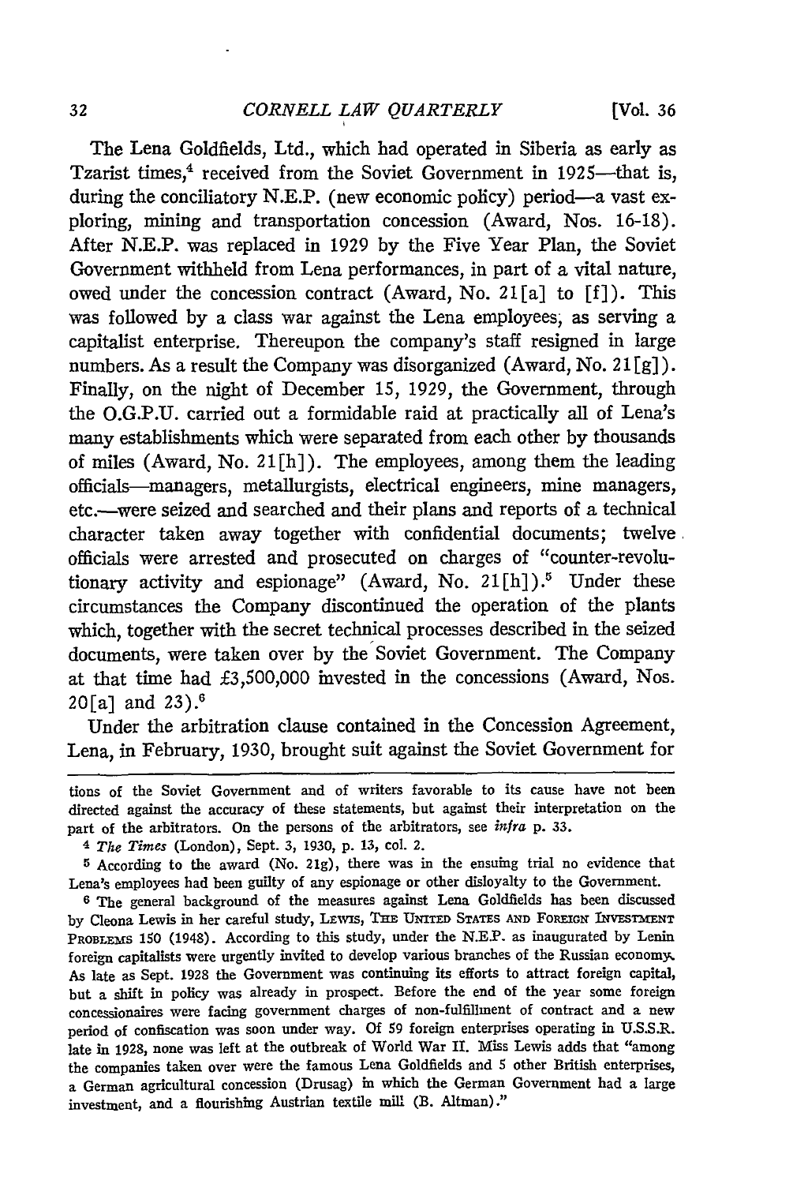The Lena Goldfields, Ltd., which had operated in Siberia as early as Tzarist times,[4] received from the Soviet Government in 1925—that is, during the conciliatory N.E.P. (new economic policy) period—a vast exploring, mining and transportation concession (Award, Nos. 16-18). After N.E.P. was replaced in 1929 by the Five Year Plan, the Soviet Government withheld from Lena performances, in part of a vital nature, owed under the concession contract (Award, No. 21[a] to [f]). This was followed by a class war against the Lena employees, as serving a capitalist enterprise. Thereupon the company's staff resigned in large numbers. As a result the Company was disorganized (Award, No. 21[g]). Finally, on the night of December 15, 1929, the Government, through the O.G.P.U. carried out a formidable raid at practically all of Lena's many establishments which were separated from each other by thousands of miles (Award, No. 21[h]). The employees, among them the leading officials—managers, metallurgists, electrical engineers, mine managers, etc.—were seized and searched and their plans and reports of a technical character taken away together with confidential documents; twelve officials were arrested and prosecuted on charges of "counter-revolutionary activity and espionage" (Award, No. 21[h]).[5] Under these circumstances the Company discontinued the operation of the plants which, together with the secret technical processes described in the seized documents, were taken over by the Soviet Government. The Company at that time had £3,500,000 invested in the concessions (Award, Nos. 20[a] and 23).[6]

Under the arbitration clause contained in the Concession Agreement, Lena, in February, 1930, brought suit against the Soviet Government for

---

tions of the Soviet Government and of writers favorable to its cause have not been directed against the accuracy of these statements, but against their interpretation on the part of the arbitrators. On the persons of the arbitrators, see *infra* p. 33.

[4] *The Times* (London), Sept. 3, 1930, p. 13, col. 2.

[5] According to the award (No. 21g), there was in the ensuing trial no evidence that Lena's employees had been guilty of any espionage or other disloyalty to the Government.

[6] The general background of the measures against Lena Goldfields has been discussed by Cleona Lewis in her careful study, LEWIS, THE UNITED STATES AND FOREIGN INVESTMENT PROBLEMS 150 (1948). According to this study, under the N.E.P. as inaugurated by Lenin foreign capitalists were urgently invited to develop various branches of the Russian economy. As late as Sept. 1928 the Government was continuing its efforts to attract foreign capital, but a shift in policy was already in prospect. Before the end of the year some foreign concessionaires were facing government charges of non-fulfillment of contract and a new period of confiscation was soon under way. Of 59 foreign enterprises operating in U.S.S.R. late in 1928, none was left at the outbreak of World War II. Miss Lewis adds that "among the companies taken over were the famous Lena Goldfields and 5 other British enterprises, a German agricultural concession (Drusag) in which the German Government had a large investment, and a flourishing Austrian textile mill (B. Altman)."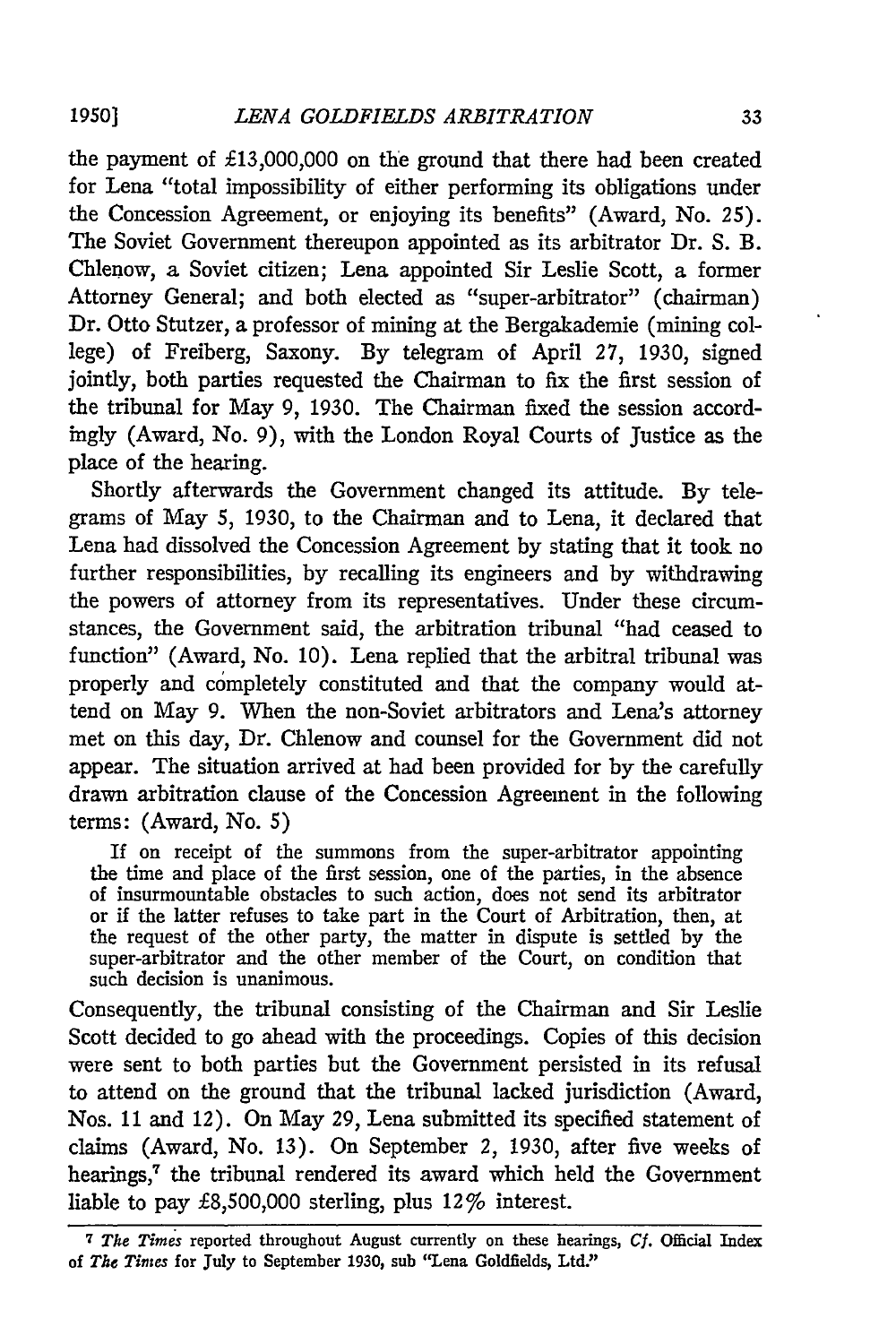the payment of £13,000,000 on the ground that there had been created for Lena "total impossibility of either performing its obligations under the Concession Agreement, or enjoying its benefits" (Award, No. 25). The Soviet Government thereupon appointed as its arbitrator Dr. S. B. Chlenow, a Soviet citizen; Lena appointed Sir Leslie Scott, a former Attorney General; and both elected as "super-arbitrator" (chairman) Dr. Otto Stutzer, a professor of mining at the Bergakademie (mining college) of Freiberg, Saxony. By telegram of April 27, 1930, signed jointly, both parties requested the Chairman to fix the first session of the tribunal for May 9, 1930. The Chairman fixed the session accordingly (Award, No. 9), with the London Royal Courts of Justice as the place of the hearing.

Shortly afterwards the Government changed its attitude. By telegrams of May 5, 1930, to the Chairman and to Lena, it declared that Lena had dissolved the Concession Agreement by stating that it took no further responsibilities, by recalling its engineers and by withdrawing the powers of attorney from its representatives. Under these circumstances, the Government said, the arbitration tribunal "had ceased to function" (Award, No. 10). Lena replied that the arbitral tribunal was properly and completely constituted and that the company would attend on May 9. When the non-Soviet arbitrators and Lena's attorney met on this day, Dr. Chlenow and counsel for the Government did not appear. The situation arrived at had been provided for by the carefully drawn arbitration clause of the Concession Agreement in the following terms: (Award, No. 5)

> If on receipt of the summons from the super-arbitrator appointing the time and place of the first session, one of the parties, in the absence of insurmountable obstacles to such action, does not send its arbitrator or if the latter refuses to take part in the Court of Arbitration, then, at the request of the other party, the matter in dispute is settled by the super-arbitrator and the other member of the Court, on condition that such decision is unanimous.

Consequently, the tribunal consisting of the Chairman and Sir Leslie Scott decided to go ahead with the proceedings. Copies of this decision were sent to both parties but the Government persisted in its refusal to attend on the ground that the tribunal lacked jurisdiction (Award, Nos. 11 and 12). On May 29, Lena submitted its specified statement of claims (Award, No. 13). On September 2, 1930, after five weeks of hearings,[7] the tribunal rendered its award which held the Government liable to pay £8,500,000 sterling, plus 12% interest.

---

[7] *The Times* reported throughout August currently on these hearings, *Cf.* Official Index of *The Times* for July to September 1930, sub "Lena Goldfields, Ltd."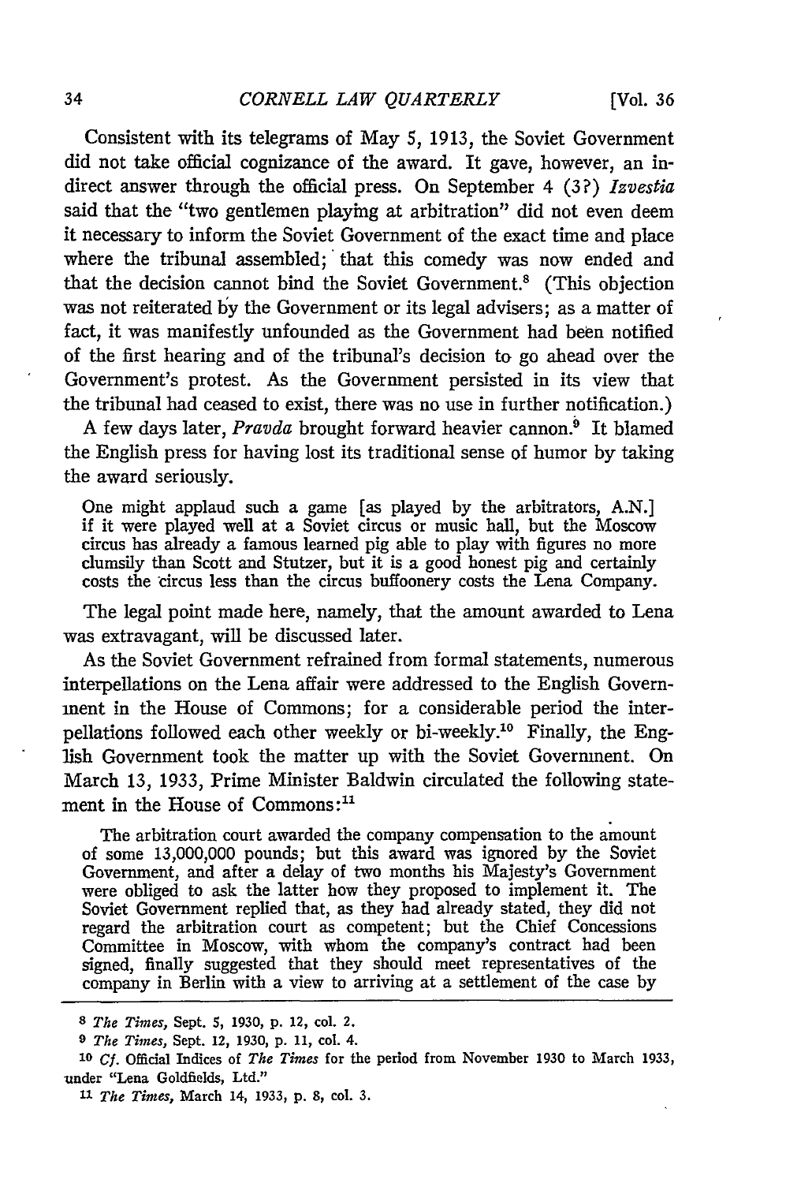Consistent with its telegrams of May 5, 1913, the Soviet Government did not take official cognizance of the award. It gave, however, an indirect answer through the official press. On September 4 (3?) *Izvestia* said that the "two gentlemen playing at arbitration" did not even deem it necessary to inform the Soviet Government of the exact time and place where the tribunal assembled; that this comedy was now ended and that the decision cannot bind the Soviet Government.[8] (This objection was not reiterated by the Government or its legal advisers; as a matter of fact, it was manifestly unfounded as the Government had been notified of the first hearing and of the tribunal's decision to go ahead over the Government's protest. As the Government persisted in its view that the tribunal had ceased to exist, there was no use in further notification.)

A few days later, *Pravda* brought forward heavier cannon.[9] It blamed the English press for having lost its traditional sense of humor by taking the award seriously.

> One might applaud such a game [as played by the arbitrators, A.N.] if it were played well at a Soviet circus or music hall, but the Moscow circus has already a famous learned pig able to play with figures no more clumsily than Scott and Stutzer, but it is a good honest pig and certainly costs the circus less than the circus buffoonery costs the Lena Company.

The legal point made here, namely, that the amount awarded to Lena was extravagant, will be discussed later.

As the Soviet Government refrained from formal statements, numerous interpellations on the Lena affair were addressed to the English Government in the House of Commons; for a considerable period the interpellations followed each other weekly or bi-weekly.[10] Finally, the English Government took the matter up with the Soviet Government. On March 13, 1933, Prime Minister Baldwin circulated the following statement in the House of Commons:[11]

> The arbitration court awarded the company compensation to the amount of some 13,000,000 pounds; but this award was ignored by the Soviet Government, and after a delay of two months his Majesty's Government were obliged to ask the latter how they proposed to implement it. The Soviet Government replied that, as they had already stated, they did not regard the arbitration court as competent; but the Chief Concessions Committee in Moscow, with whom the company's contract had been signed, finally suggested that they should meet representatives of the company in Berlin with a view to arriving at a settlement of the case by

---

[8] *The Times*, Sept. 5, 1930, p. 12, col. 2.

[9] *The Times*, Sept. 12, 1930, p. 11, col. 4.

[10] *Cf.* Official Indices of *The Times* for the period from November 1930 to March 1933, under "Lena Goldfields, Ltd."

[11] *The Times*, March 14, 1933, p. 8, col. 3.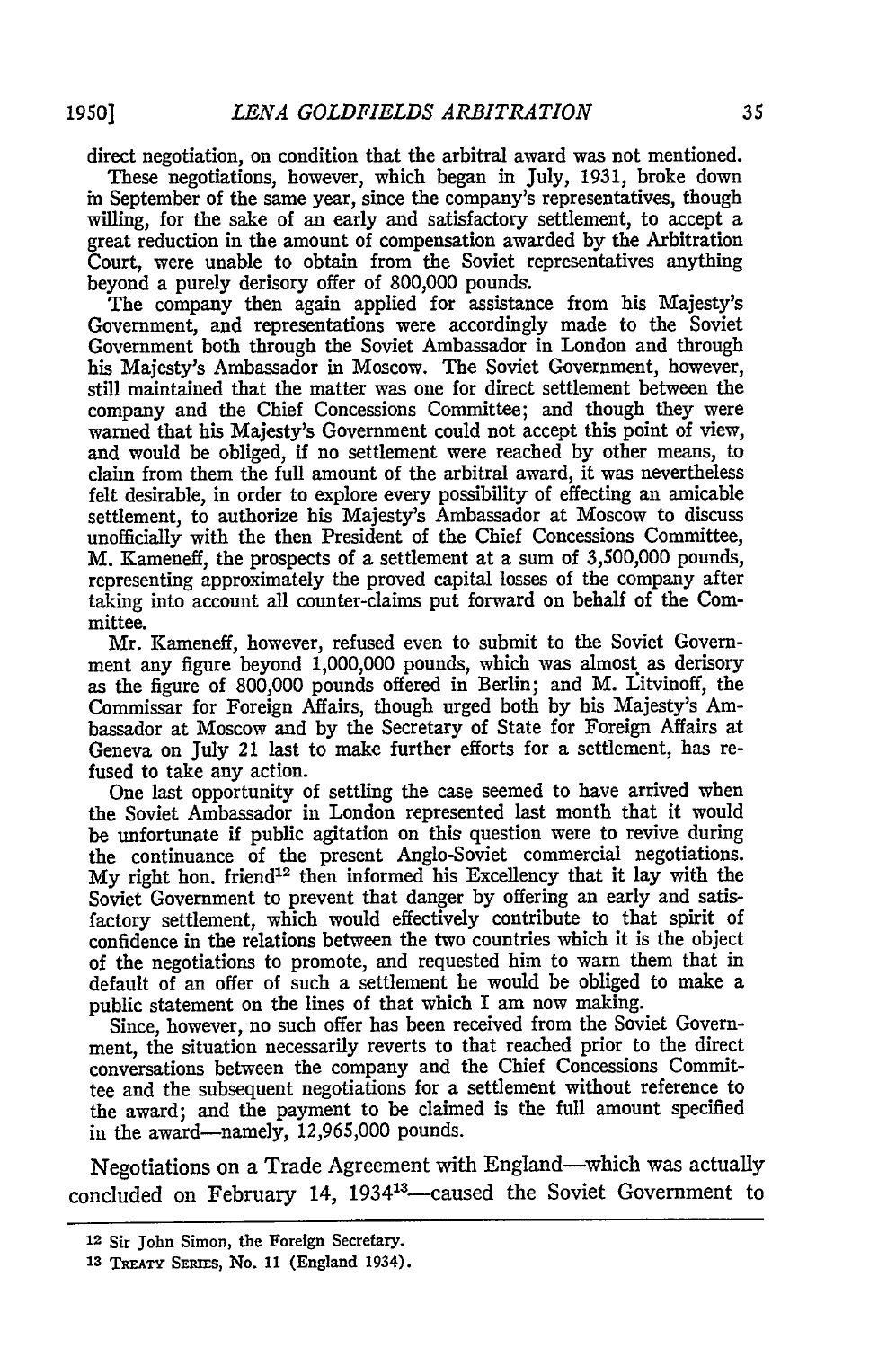direct negotiation, on condition that the arbitral award was not mentioned.

These negotiations, however, which began in July, 1931, broke down in September of the same year, since the company's representatives, though willing, for the sake of an early and satisfactory settlement, to accept a great reduction in the amount of compensation awarded by the Arbitration Court, were unable to obtain from the Soviet representatives anything beyond a purely derisory offer of 800,000 pounds.

The company then again applied for assistance from his Majesty's Government, and representations were accordingly made to the Soviet Government both through the Soviet Ambassador in London and through his Majesty's Ambassador in Moscow. The Soviet Government, however, still maintained that the matter was one for direct settlement between the company and the Chief Concessions Committee; and though they were warned that his Majesty's Government could not accept this point of view, and would be obliged, if no settlement were reached by other means, to claim from them the full amount of the arbitral award, it was nevertheless felt desirable, in order to explore every possibility of effecting an amicable settlement, to authorize his Majesty's Ambassador at Moscow to discuss unofficially with the then President of the Chief Concessions Committee, M. Kameneff, the prospects of a settlement at a sum of 3,500,000 pounds, representing approximately the proved capital losses of the company after taking into account all counter-claims put forward on behalf of the Committee.

Mr. Kameneff, however, refused even to submit to the Soviet Government any figure beyond 1,000,000 pounds, which was almost as derisory as the figure of 800,000 pounds offered in Berlin; and M. Litvinoff, the Commissar for Foreign Affairs, though urged both by his Majesty's Ambassador at Moscow and by the Secretary of State for Foreign Affairs at Geneva on July 21 last to make further efforts for a settlement, has refused to take any action.

One last opportunity of settling the case seemed to have arrived when the Soviet Ambassador in London represented last month that it would be unfortunate if public agitation on this question were to revive during the continuance of the present Anglo-Soviet commercial negotiations. My right hon. friend[12] then informed his Excellency that it lay with the Soviet Government to prevent that danger by offering an early and satisfactory settlement, which would effectively contribute to that spirit of confidence in the relations between the two countries which it is the object of the negotiations to promote, and requested him to warn them that in default of an offer of such a settlement he would be obliged to make a public statement on the lines of that which I am now making.

Since, however, no such offer has been received from the Soviet Government, the situation necessarily reverts to that reached prior to the direct conversations between the company and the Chief Concessions Committee and the subsequent negotiations for a settlement without reference to the award; and the payment to be claimed is the full amount specified in the award—namely, 12,965,000 pounds.

Negotiations on a Trade Agreement with England—which was actually concluded on February 14, 1934[13]—caused the Soviet Government to

---

[12] Sir John Simon, the Foreign Secretary.

[13] TREATY SERIES, No. 11 (England 1934).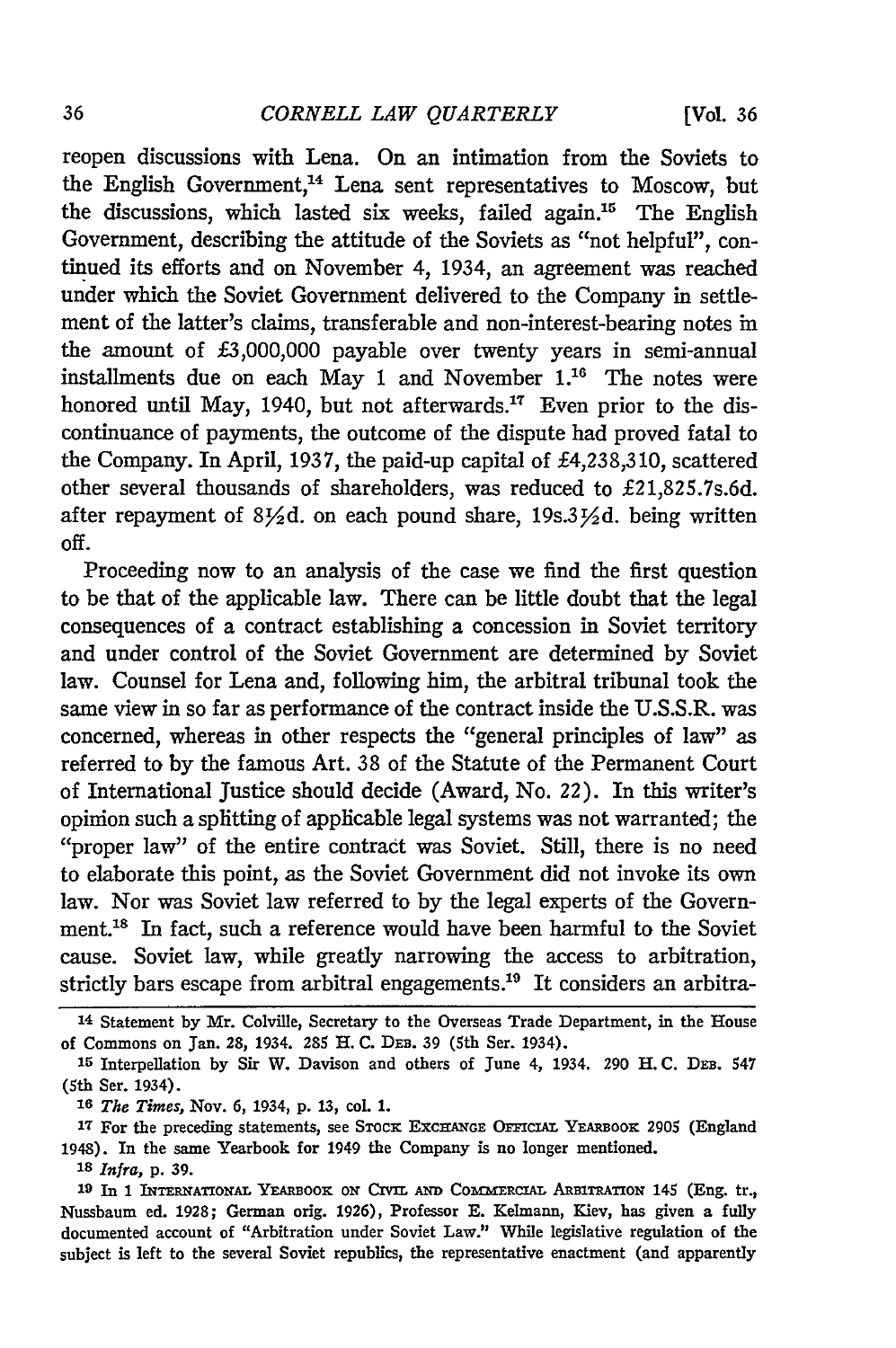reopen discussions with Lena. On an intimation from the Soviets to the English Government,[14] Lena sent representatives to Moscow, but the discussions, which lasted six weeks, failed again.[15] The English Government, describing the attitude of the Soviets as "not helpful", continued its efforts and on November 4, 1934, an agreement was reached under which the Soviet Government delivered to the Company in settlement of the latter's claims, transferable and non-interest-bearing notes in the amount of £3,000,000 payable over twenty years in semi-annual installments due on each May 1 and November 1.[16] The notes were honored until May, 1940, but not afterwards.[17] Even prior to the discontinuance of payments, the outcome of the dispute had proved fatal to the Company. In April, 1937, the paid-up capital of £4,238,310, scattered other several thousands of shareholders, was reduced to £21,825.7s.6d. after repayment of 8½d. on each pound share, 19s.3½d. being written off.

Proceeding now to an analysis of the case we find the first question to be that of the applicable law. There can be little doubt that the legal consequences of a contract establishing a concession in Soviet territory and under control of the Soviet Government are determined by Soviet law. Counsel for Lena and, following him, the arbitral tribunal took the same view in so far as performance of the contract inside the U.S.S.R. was concerned, whereas in other respects the "general principles of law" as referred to by the famous Art. 38 of the Statute of the Permanent Court of International Justice should decide (Award, No. 22). In this writer's opinion such a splitting of applicable legal systems was not warranted; the "proper law" of the entire contract was Soviet. Still, there is no need to elaborate this point, as the Soviet Government did not invoke its own law. Nor was Soviet law referred to by the legal experts of the Government.[18] In fact, such a reference would have been harmful to the Soviet cause. Soviet law, while greatly narrowing the access to arbitration, strictly bars escape from arbitral engagements.[19] It considers an arbitra-

---

[14] Statement by Mr. Colville, Secretary to the Overseas Trade Department, in the House of Commons on Jan. 28, 1934. 285 H. C. DEB. 39 (5th Ser. 1934).

[15] Interpellation by Sir W. Davison and others of June 4, 1934. 290 H. C. DEB. 547 (5th Ser. 1934).

[16] *The Times*, Nov. 6, 1934, p. 13, col. 1.

[17] For the preceding statements, see STOCK EXCHANGE OFFICIAL YEARBOOK 2905 (England 1948). In the same Yearbook for 1949 the Company is no longer mentioned.

[18] *Infra*, p. 39.

[19] In 1 INTERNATIONAL YEARBOOK ON CIVIL AND COMMERCIAL ARBITRATION 145 (Eng. tr., Nussbaum ed. 1928; German orig. 1926), Professor E. Kelmann, Kiev, has given a fully documented account of "Arbitration under Soviet Law." While legislative regulation of the subject is left to the several Soviet republics, the representative enactment (and apparently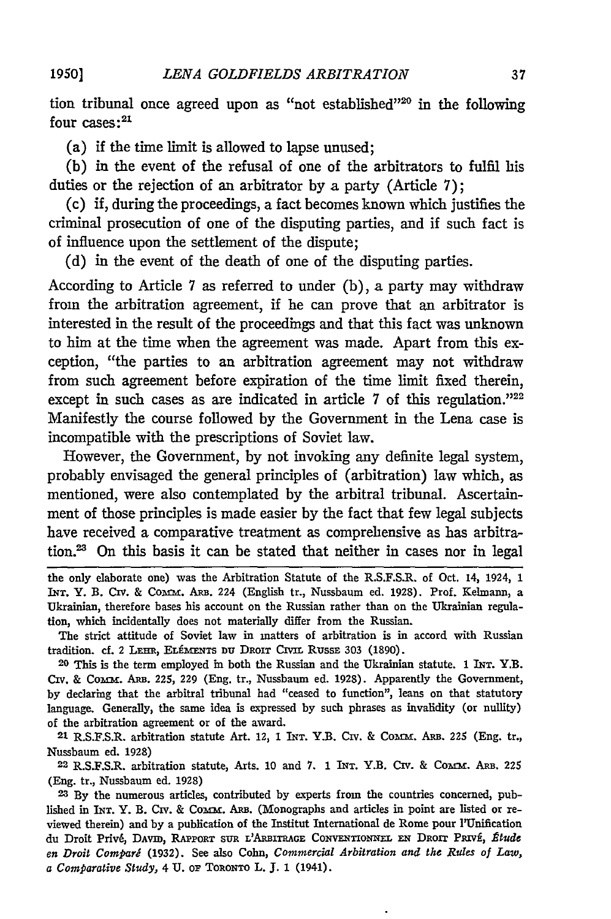tion tribunal once agreed upon as "not established"[20] in the following four cases:[21]

(a) if the time limit is allowed to lapse unused;

(b) in the event of the refusal of one of the arbitrators to fulfil his duties or the rejection of an arbitrator by a party (Article 7);

(c) if, during the proceedings, a fact becomes known which justifies the criminal prosecution of one of the disputing parties, and if such fact is of influence upon the settlement of the dispute;

(d) in the event of the death of one of the disputing parties.

According to Article 7 as referred to under (b), a party may withdraw from the arbitration agreement, if he can prove that an arbitrator is interested in the result of the proceedings and that this fact was unknown to him at the time when the agreement was made. Apart from this exception, "the parties to an arbitration agreement may not withdraw from such agreement before expiration of the time limit fixed therein, except in such cases as are indicated in article 7 of this regulation."[22] Manifestly the course followed by the Government in the Lena case is incompatible with the prescriptions of Soviet law.

However, the Government, by not invoking any definite legal system, probably envisaged the general principles of (arbitration) law which, as mentioned, were also contemplated by the arbitral tribunal. Ascertainment of those principles is made easier by the fact that few legal subjects have received a comparative treatment as comprehensive as has arbitration.[23] On this basis it can be stated that neither in cases nor in legal

---

the only elaborate one) was the Arbitration Statute of the R.S.F.S.R. of Oct. 14, 1924, 1 INT. Y. B. CIV. & COMM. ARB. 224 (English tr., Nussbaum ed. 1928). Prof. Kelmann, a Ukrainian, therefore bases his account on the Russian rather than on the Ukrainian regulation, which incidentally does not materially differ from the Russian.

The strict attitude of Soviet law in matters of arbitration is in accord with Russian tradition. cf. 2 LEHR, ÉLÉMENTS DU DROIT CIVIL RUSSE 303 (1890).

[20] This is the term employed in both the Russian and the Ukrainian statute. 1 INT. Y.B. CIV. & COMM. ARB. 225, 229 (Eng. tr., Nussbaum ed. 1928). Apparently the Government, by declaring that the arbitral tribunal had "ceased to function", leans on that statutory language. Generally, the same idea is expressed by such phrases as invalidity (or nullity) of the arbitration agreement or of the award.

[21] R.S.F.S.R. arbitration statute Art. 12, 1 INT. Y.B. CIV. & COMM. ARB. 225 (Eng. tr., Nussbaum ed. 1928)

[22] R.S.F.S.R. arbitration statute, Arts. 10 and 7. 1 INT. Y.B. CIV. & COMM. ARB. 225 (Eng. tr., Nussbaum ed. 1928)

[23] By the numerous articles, contributed by experts from the countries concerned, published in INT. Y. B. CIV. & COMM. ARB. (Monographs and articles in point are listed or reviewed therein) and by a publication of the Institut International de Rome pour l'Unification du Droit Privé, DAVID, RAPPORT SUR L'ARBITRAGE CONVENTIONNEL EN DROIT PRIVÉ, *Étude en Droit Comparé* (1932). See also Cohn, *Commercial Arbitration and the Rules of Law, a Comparative Study*, 4 U. OF TORONTO L. J. 1 (1941).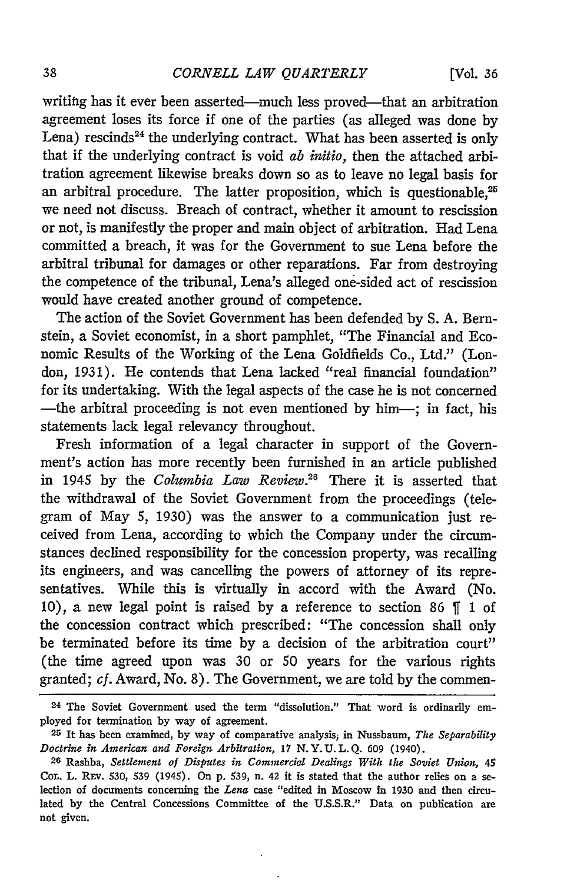writing has it ever been asserted—much less proved—that an arbitration agreement loses its force if one of the parties (as alleged was done by Lena) rescinds[24] the underlying contract. What has been asserted is only that if the underlying contract is void *ab initio*, then the attached arbitration agreement likewise breaks down so as to leave no legal basis for an arbitral procedure. The latter proposition, which is questionable,[25] we need not discuss. Breach of contract, whether it amount to rescission or not, is manifestly the proper and main object of arbitration. Had Lena committed a breach, it was for the Government to sue Lena before the arbitral tribunal for damages or other reparations. Far from destroying the competence of the tribunal, Lena's alleged one-sided act of rescission would have created another ground of competence.

The action of the Soviet Government has been defended by S. A. Bernstein, a Soviet economist, in a short pamphlet, "The Financial and Economic Results of the Working of the Lena Goldfields Co., Ltd." (London, 1931). He contends that Lena lacked "real financial foundation" for its undertaking. With the legal aspects of the case he is not concerned —the arbitral proceeding is not even mentioned by him—; in fact, his statements lack legal relevancy throughout.

Fresh information of a legal character in support of the Government's action has more recently been furnished in an article published in 1945 by the *Columbia Law Review*.[26] There it is asserted that the withdrawal of the Soviet Government from the proceedings (telegram of May 5, 1930) was the answer to a communication just received from Lena, according to which the Company under the circumstances declined responsibility for the concession property, was recalling its engineers, and was cancelling the powers of attorney of its representatives. While this is virtually in accord with the Award (No. 10), a new legal point is raised by a reference to section 86 ¶ 1 of the concession contract which prescribed: "The concession shall only be terminated before its time by a decision of the arbitration court" (the time agreed upon was 30 or 50 years for the various rights granted; *cf.* Award, No. 8). The Government, we are told by the commen-

---

[24] The Soviet Government used the term "dissolution." That word is ordinarily employed for termination by way of agreement.

[25] It has been examined, by way of comparative analysis, in Nussbaum, *The Separability Doctrine in American and Foreign Arbitration*, 17 N. Y. U. L. Q. 609 (1940).

[26] Rashba, *Settlement of Disputes in Commercial Dealings With the Soviet Union*, 45 COL. L. REV. 530, 539 (1945). On p. 539, n. 42 it is stated that the author relies on a selection of documents concerning the *Lena* case "edited in Moscow in 1930 and then circulated by the Central Concessions Committee of the U.S.S.R." Data on publication are not given.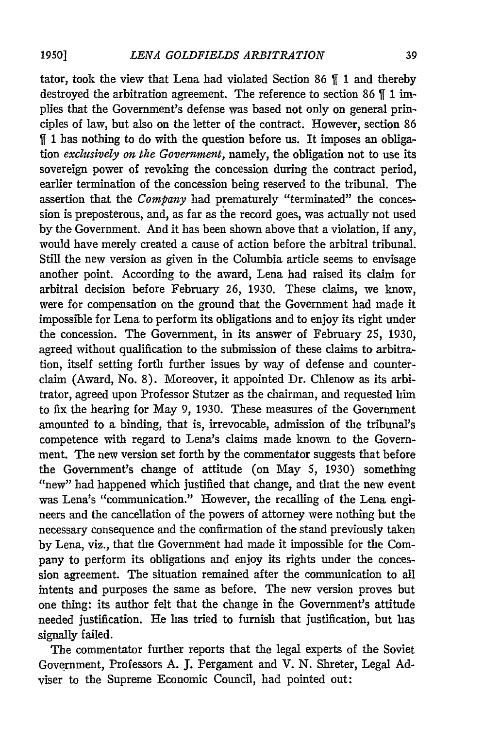tator, took the view that Lena had violated Section 86 ¶ 1 and thereby destroyed the arbitration agreement. The reference to section 86 ¶ 1 implies that the Government's defense was based not only on general principles of law, but also on the letter of the contract. However, section 86 ¶ 1 has nothing to do with the question before us. It imposes an obligation *exclusively on the Government,* namely, the obligation not to use its sovereign power of revoking the concession during the contract period, earlier termination of the concession being reserved to the tribunal. The assertion that the *Company* had prematurely "terminated" the concession is preposterous, and, as far as the record goes, was actually not used by the Government. And it has been shown above that a violation, if any, would have merely created a cause of action before the arbitral tribunal. Still the new version as given in the Columbia article seems to envisage another point. According to the award, Lena had raised its claim for arbitral decision before February 26, 1930. These claims, we know, were for compensation on the ground that the Government had made it impossible for Lena to perform its obligations and to enjoy its right under the concession. The Government, in its answer of February 25, 1930, agreed without qualification to the submission of these claims to arbitration, itself setting forth further issues by way of defense and counterclaim (Award, No. 8). Moreover, it appointed Dr. Chlenow as its arbitrator, agreed upon Professor Stutzer as the chairman, and requested him to fix the hearing for May 9, 1930. These measures of the Government amounted to a binding, that is, irrevocable, admission of the tribunal's competence with regard to Lena's claims made known to the Government. The new version set forth by the commentator suggests that before the Government's change of attitude (on May 5, 1930) something "new" had happened which justified that change, and that the new event was Lena's "communication." However, the recalling of the Lena engineers and the cancellation of the powers of attorney were nothing but the necessary consequence and the confirmation of the stand previously taken by Lena, viz., that the Government had made it impossible for the Company to perform its obligations and enjoy its rights under the concession agreement. The situation remained after the communication to all intents and purposes the same as before. The new version proves but one thing: its author felt that the change in the Government's attitude needed justification. He has tried to furnish that justification, but has signally failed.

The commentator further reports that the legal experts of the Soviet Government, Professors A. J. Pergament and V. N. Shreter, Legal Adviser to the Supreme Economic Council, had pointed out: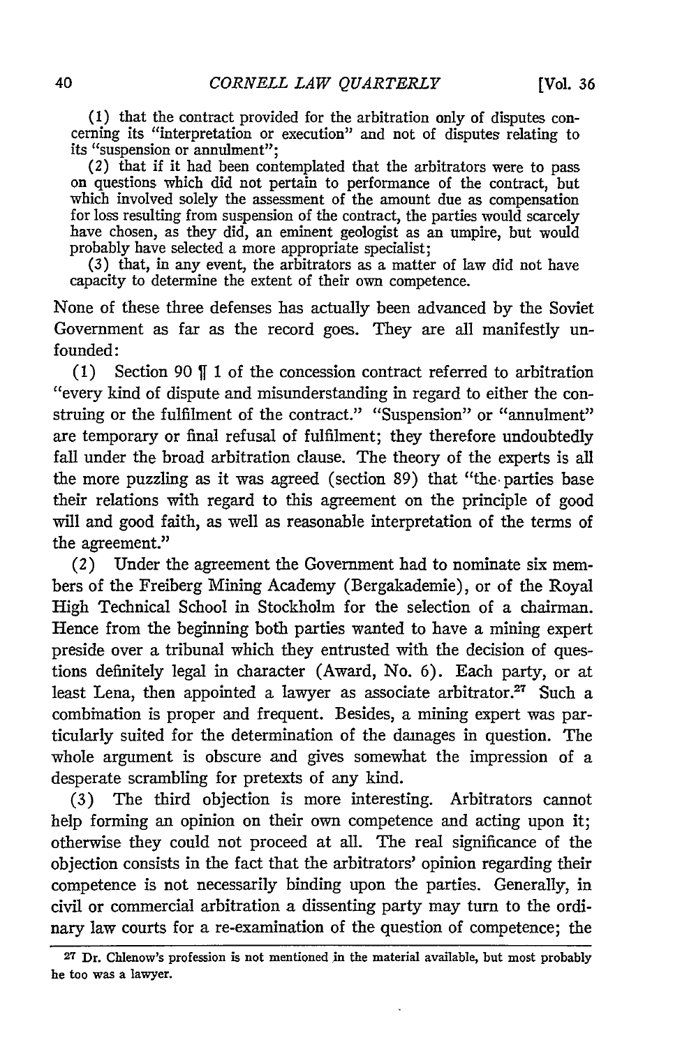(1) that the contract provided for the arbitration only of disputes concerning its "interpretation or execution" and not of disputes relating to its "suspension or annulment";

(2) that if it had been contemplated that the arbitrators were to pass on questions which did not pertain to performance of the contract, but which involved solely the assessment of the amount due as compensation for loss resulting from suspension of the contract, the parties would scarcely have chosen, as they did, an eminent geologist as an umpire, but would probably have selected a more appropriate specialist;

(3) that, in any event, the arbitrators as a matter of law did not have capacity to determine the extent of their own competence.

None of these three defenses has actually been advanced by the Soviet Government as far as the record goes. They are all manifestly unfounded:

(1) Section 90 ¶ 1 of the concession contract referred to arbitration "every kind of dispute and misunderstanding in regard to either the construing or the fulfilment of the contract." "Suspension" or "annulment" are temporary or final refusal of fulfilment; they therefore undoubtedly fall under the broad arbitration clause. The theory of the experts is all the more puzzling as it was agreed (section 89) that "the parties base their relations with regard to this agreement on the principle of good will and good faith, as well as reasonable interpretation of the terms of the agreement."

(2) Under the agreement the Government had to nominate six members of the Freiberg Mining Academy (Bergakademie), or of the Royal High Technical School in Stockholm for the selection of a chairman. Hence from the beginning both parties wanted to have a mining expert preside over a tribunal which they entrusted with the decision of questions definitely legal in character (Award, No. 6). Each party, or at least Lena, then appointed a lawyer as associate arbitrator.[27] Such a combination is proper and frequent. Besides, a mining expert was particularly suited for the determination of the damages in question. The whole argument is obscure and gives somewhat the impression of a desperate scrambling for pretexts of any kind.

(3) The third objection is more interesting. Arbitrators cannot help forming an opinion on their own competence and acting upon it; otherwise they could not proceed at all. The real significance of the objection consists in the fact that the arbitrators' opinion regarding their competence is not necessarily binding upon the parties. Generally, in civil or commercial arbitration a dissenting party may turn to the ordinary law courts for a re-examination of the question of competence; the

---

[27] Dr. Chlenow's profession is not mentioned in the material available, but most probably he too was a lawyer.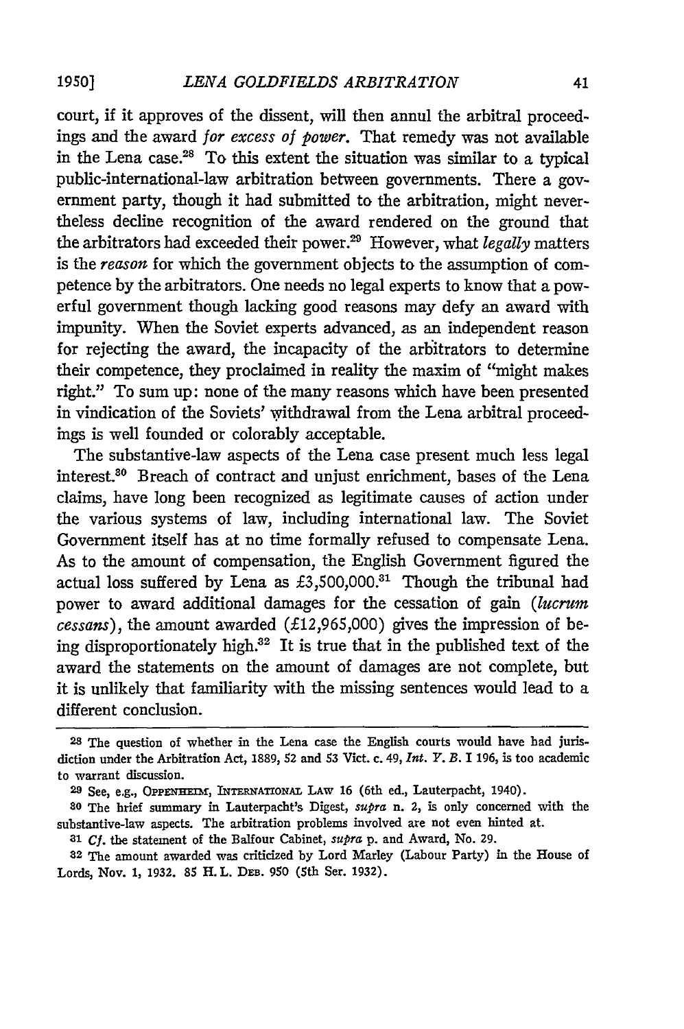court, if it approves of the dissent, will then annul the arbitral proceedings and the award *for excess of power*. That remedy was not available in the Lena case.[28] To this extent the situation was similar to a typical public-international-law arbitration between governments. There a government party, though it had submitted to the arbitration, might nevertheless decline recognition of the award rendered on the ground that the arbitrators had exceeded their power.[29] However, what *legally* matters is the *reason* for which the government objects to the assumption of competence by the arbitrators. One needs no legal experts to know that a powerful government though lacking good reasons may defy an award with impunity. When the Soviet experts advanced, as an independent reason for rejecting the award, the incapacity of the arbitrators to determine their competence, they proclaimed in reality the maxim of "might makes right." To sum up: none of the many reasons which have been presented in vindication of the Soviets' withdrawal from the Lena arbitral proceedings is well founded or colorably acceptable.

The substantive-law aspects of the Lena case present much less legal interest.[30] Breach of contract and unjust enrichment, bases of the Lena claims, have long been recognized as legitimate causes of action under the various systems of law, including international law. The Soviet Government itself has at no time formally refused to compensate Lena. As to the amount of compensation, the English Government figured the actual loss suffered by Lena as £3,500,000.[31] Though the tribunal had power to award additional damages for the cessation of gain (*lucrum cessans*), the amount awarded (£12,965,000) gives the impression of being disproportionately high.[32] It is true that in the published text of the award the statements on the amount of damages are not complete, but it is unlikely that familiarity with the missing sentences would lead to a different conclusion.

---

[28] The question of whether in the Lena case the English courts would have had jurisdiction under the Arbitration Act, 1889, 52 and 53 Vict. c. 49, *Int. Y. B.* I 196, is too academic to warrant discussion.

[29] See, e.g., OPPENHEIM, INTERNATIONAL LAW 16 (6th ed., Lauterpacht, 1940).

[30] The brief summary in Lauterpacht's Digest, *supra* n. 2, is only concerned with the substantive-law aspects. The arbitration problems involved are not even hinted at.

[31] *Cf.* the statement of the Balfour Cabinet, *supra* p. and Award, No. 29.

[32] The amount awarded was criticized by Lord Marley (Labour Party) in the House of Lords, Nov. 1, 1932. 85 H. L. DEB. 950 (5th Ser. 1932).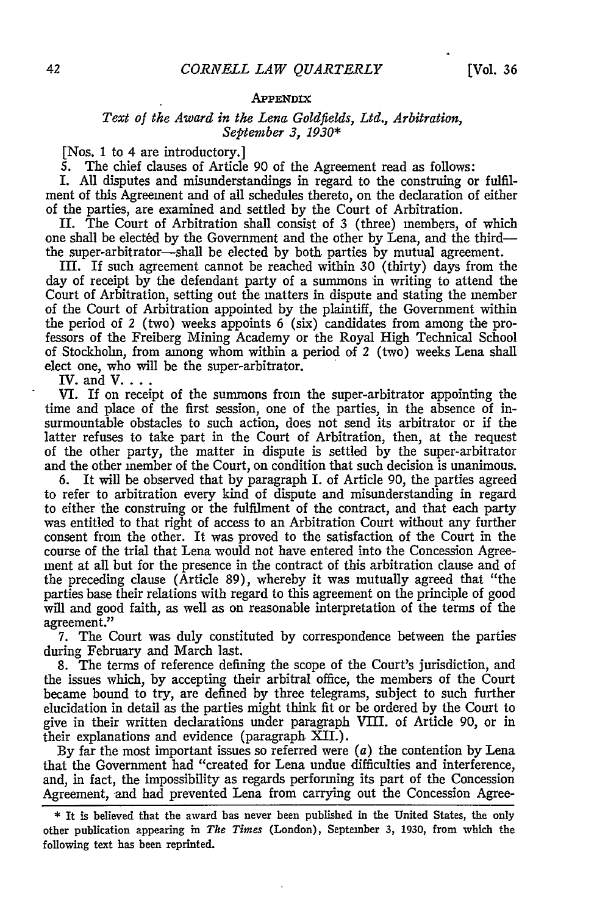## Appendix

### *Text of the Award in the Lena Goldfields, Ltd., Arbitration, September 3, 1930*\*

[Nos. 1 to 4 are introductory.]

5. The chief clauses of Article 90 of the Agreement read as follows:

I. All disputes and misunderstandings in regard to the construing or fulfilment of this Agreement and of all schedules thereto, on the declaration of either of the parties, are examined and settled by the Court of Arbitration.

II. The Court of Arbitration shall consist of 3 (three) members, of which one shall be elected by the Government and the other by Lena, and the third—the super-arbitrator—shall be elected by both parties by mutual agreement.

III. If such agreement cannot be reached within 30 (thirty) days from the day of receipt by the defendant party of a summons in writing to attend the Court of Arbitration, setting out the matters in dispute and stating the member of the Court of Arbitration appointed by the plaintiff, the Government within the period of 2 (two) weeks appoints 6 (six) candidates from among the professors of the Freiberg Mining Academy or the Royal High Technical School of Stockholm, from among whom within a period of 2 (two) weeks Lena shall elect one, who will be the super-arbitrator.

IV. and V. . . .

VI. If on receipt of the summons from the super-arbitrator appointing the time and place of the first session, one of the parties, in the absence of insurmountable obstacles to such action, does not send its arbitrator or if the latter refuses to take part in the Court of Arbitration, then, at the request of the other party, the matter in dispute is settled by the super-arbitrator and the other member of the Court, on condition that such decision is unanimous.

6. It will be observed that by paragraph I. of Article 90, the parties agreed to refer to arbitration every kind of dispute and misunderstanding in regard to either the construing or the fulfilment of the contract, and that each party was entitled to that right of access to an Arbitration Court without any further consent from the other. It was proved to the satisfaction of the Court in the course of the trial that Lena would not have entered into the Concession Agreement at all but for the presence in the contract of this arbitration clause and of the preceding clause (Article 89), whereby it was mutually agreed that "the parties base their relations with regard to this agreement on the principle of good will and good faith, as well as on reasonable interpretation of the terms of the agreement."

7. The Court was duly constituted by correspondence between the parties during February and March last.

8. The terms of reference defining the scope of the Court's jurisdiction, and the issues which, by accepting their arbitral office, the members of the Court became bound to try, are defined by three telegrams, subject to such further elucidation in detail as the parties might think fit or be ordered by the Court to give in their written declarations under paragraph VIII. of Article 90, or in their explanations and evidence (paragraph XII.).

By far the most important issues so referred were (*a*) the contention by Lena that the Government had "created for Lena undue difficulties and interference, and, in fact, the impossibility as regards performing its part of the Concession Agreement, and had prevented Lena from carrying out the Concession Agree-

\* It is believed that the award has never been published in the United States, the only other publication appearing in *The Times* (London), September 3, 1930, from which the following text has been reprinted.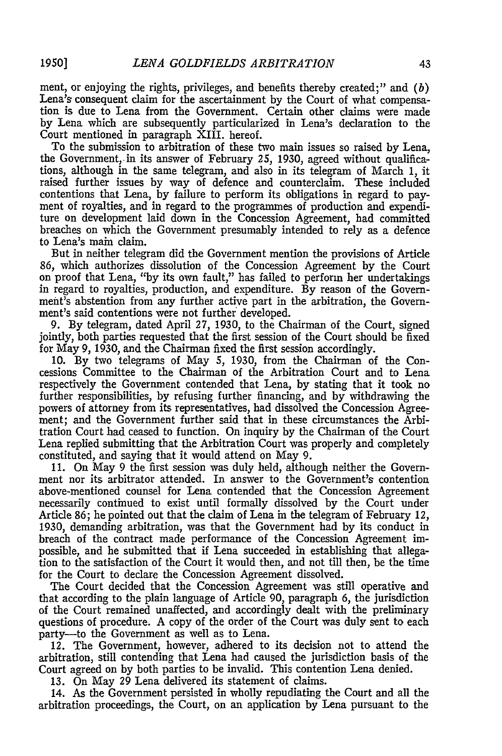ment, or enjoying the rights, privileges, and benefits thereby created;" and (*b*) Lena's consequent claim for the ascertainment by the Court of what compensation is due to Lena from the Government. Certain other claims were made by Lena which are subsequently particularized in Lena's declaration to the Court mentioned in paragraph XIII. hereof.

To the submission to arbitration of these two main issues so raised by Lena, the Government, in its answer of February 25, 1930, agreed without qualifications, although in the same telegram, and also in its telegram of March 1, it raised further issues by way of defence and counterclaim. These included contentions that Lena, by failure to perform its obligations in regard to payment of royalties, and in regard to the programmes of production and expenditure on development laid down in the Concession Agreement, had committed breaches on which the Government presumably intended to rely as a defence to Lena's main claim.

But in neither telegram did the Government mention the provisions of Article 86, which authorizes dissolution of the Concession Agreement by the Court on proof that Lena, "by its own fault," has failed to perform her undertakings in regard to royalties, production, and expenditure. By reason of the Government's abstention from any further active part in the arbitration, the Government's said contentions were not further developed.

9. By telegram, dated April 27, 1930, to the Chairman of the Court, signed jointly, both parties requested that the first session of the Court should be fixed for May 9, 1930, and the Chairman fixed the first session accordingly.

10. By two telegrams of May 5, 1930, from the Chairman of the Concessions Committee to the Chairman of the Arbitration Court and to Lena respectively the Government contended that Lena, by stating that it took no further responsibilities, by refusing further financing, and by withdrawing the powers of attorney from its representatives, had dissolved the Concession Agreement; and the Government further said that in these circumstances the Arbitration Court had ceased to function. On inquiry by the Chairman of the Court Lena replied submitting that the Arbitration Court was properly and completely constituted, and saying that it would attend on May 9.

11. On May 9 the first session was duly held, although neither the Government nor its arbitrator attended. In answer to the Government's contention above-mentioned counsel for Lena contended that the Concession Agreement necessarily continued to exist until formally dissolved by the Court under Article 86; he pointed out that the claim of Lena in the telegram of February 12, 1930, demanding arbitration, was that the Government had by its conduct in breach of the contract made performance of the Concession Agreement impossible, and he submitted that if Lena succeeded in establishing that allegation to the satisfaction of the Court it would then, and not till then, be the time for the Court to declare the Concession Agreement dissolved.

The Court decided that the Concession Agreement was still operative and that according to the plain language of Article 90, paragraph 6, the jurisdiction of the Court remained unaffected, and accordingly dealt with the preliminary questions of procedure. A copy of the order of the Court was duly sent to each party—to the Government as well as to Lena.

12. The Government, however, adhered to its decision not to attend the arbitration, still contending that Lena had caused the jurisdiction basis of the Court agreed on by both parties to be invalid. This contention Lena denied.

13. On May 29 Lena delivered its statement of claims.

14. As the Government persisted in wholly repudiating the Court and all the arbitration proceedings, the Court, on an application by Lena pursuant to the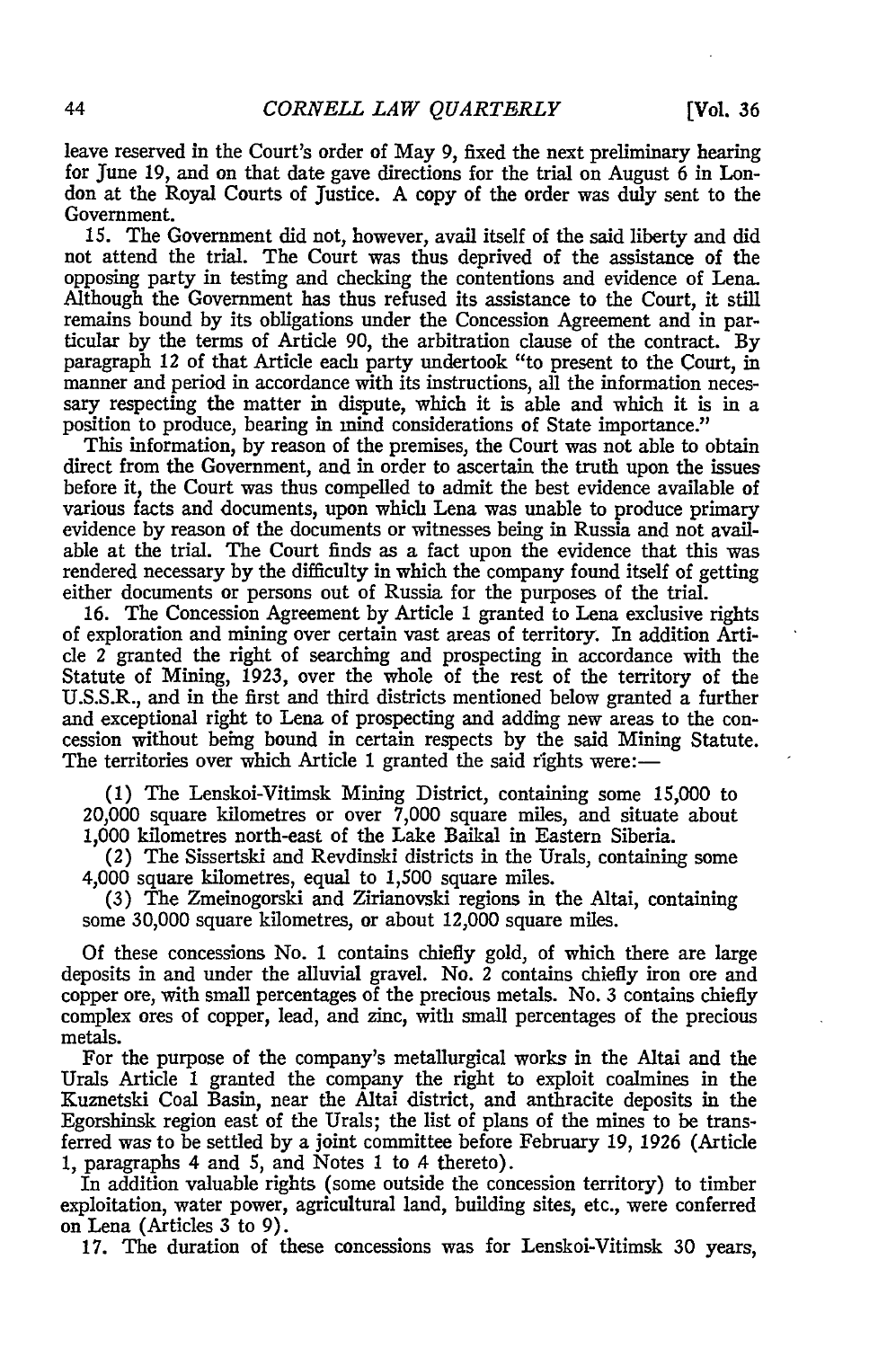leave reserved in the Court's order of May 9, fixed the next preliminary hearing for June 19, and on that date gave directions for the trial on August 6 in London at the Royal Courts of Justice. A copy of the order was duly sent to the Government.

15. The Government did not, however, avail itself of the said liberty and did not attend the trial. The Court was thus deprived of the assistance of the opposing party in testing and checking the contentions and evidence of Lena. Although the Government has thus refused its assistance to the Court, it still remains bound by its obligations under the Concession Agreement and in particular by the terms of Article 90, the arbitration clause of the contract. By paragraph 12 of that Article each party undertook "to present to the Court, in manner and period in accordance with its instructions, all the information necessary respecting the matter in dispute, which it is able and which it is in a position to produce, bearing in mind considerations of State importance."

This information, by reason of the premises, the Court was not able to obtain direct from the Government, and in order to ascertain the truth upon the issues before it, the Court was thus compelled to admit the best evidence available of various facts and documents, upon which Lena was unable to produce primary evidence by reason of the documents or witnesses being in Russia and not available at the trial. The Court finds as a fact upon the evidence that this was rendered necessary by the difficulty in which the company found itself of getting either documents or persons out of Russia for the purposes of the trial.

16. The Concession Agreement by Article 1 granted to Lena exclusive rights of exploration and mining over certain vast areas of territory. In addition Article 2 granted the right of searching and prospecting in accordance with the Statute of Mining, 1923, over the whole of the rest of the territory of the U.S.S.R., and in the first and third districts mentioned below granted a further and exceptional right to Lena of prospecting and adding new areas to the concession without being bound in certain respects by the said Mining Statute. The territories over which Article 1 granted the said rights were:—

(1) The Lenskoi-Vitimsk Mining District, containing some 15,000 to 20,000 square kilometres or over 7,000 square miles, and situate about 1,000 kilometres north-east of the Lake Baikal in Eastern Siberia.

(2) The Sissertski and Revdinski districts in the Urals, containing some 4,000 square kilometres, equal to 1,500 square miles.

(3) The Zmeinogorski and Zirianovski regions in the Altai, containing some 30,000 square kilometres, or about 12,000 square miles.

Of these concessions No. 1 contains chiefly gold, of which there are large deposits in and under the alluvial gravel. No. 2 contains chiefly iron ore and copper ore, with small percentages of the precious metals. No. 3 contains chiefly complex ores of copper, lead, and zinc, with small percentages of the precious metals.

For the purpose of the company's metallurgical works in the Altai and the Urals Article 1 granted the company the right to exploit coalmines in the Kuznetski Coal Basin, near the Altai district, and anthracite deposits in the Egorshinsk region east of the Urals; the list of plans of the mines to be transferred was to be settled by a joint committee before February 19, 1926 (Article 1, paragraphs 4 and 5, and Notes 1 to 4 thereto).

In addition valuable rights (some outside the concession territory) to timber exploitation, water power, agricultural land, building sites, etc., were conferred on Lena (Articles 3 to 9).

17. The duration of these concessions was for Lenskoi-Vitimsk 30 years,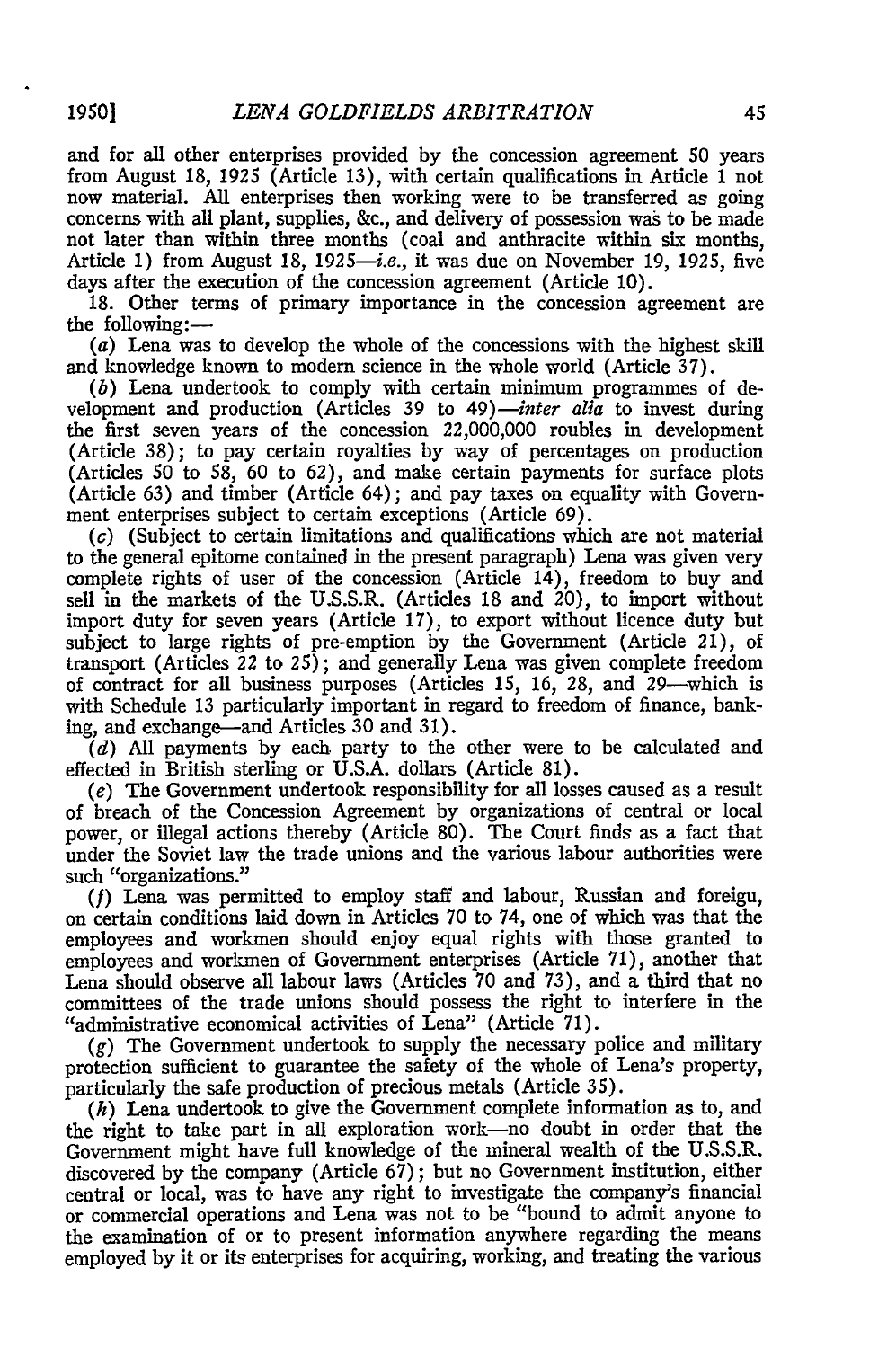and for all other enterprises provided by the concession agreement 50 years from August 18, 1925 (Article 13), with certain qualifications in Article 1 not now material. All enterprises then working were to be transferred as going concerns with all plant, supplies, &c., and delivery of possession was to be made not later than within three months (coal and anthracite within six months, Article 1) from August 18, 1925—*i.e.*, it was due on November 19, 1925, five days after the execution of the concession agreement (Article 10).

18. Other terms of primary importance in the concession agreement are the following:—

(*a*) Lena was to develop the whole of the concessions with the highest skill and knowledge known to modern science in the whole world (Article 37).

(*b*) Lena undertook to comply with certain minimum programmes of development and production (Articles 39 to 49)—*inter alia* to invest during the first seven years of the concession 22,000,000 roubles in development (Article 38); to pay certain royalties by way of percentages on production (Articles 50 to 58, 60 to 62), and make certain payments for surface plots (Article 63) and timber (Article 64); and pay taxes on equality with Government enterprises subject to certain exceptions (Article 69).

(*c*) (Subject to certain limitations and qualifications which are not material to the general epitome contained in the present paragraph) Lena was given very complete rights of user of the concession (Article 14), freedom to buy and sell in the markets of the U.S.S.R. (Articles 18 and 20), to import without import duty for seven years (Article 17), to export without licence duty but subject to large rights of pre-emption by the Government (Article 21), of transport (Articles 22 to 25); and generally Lena was given complete freedom of contract for all business purposes (Articles 15, 16, 28, and 29—which is with Schedule 13 particularly important in regard to freedom of finance, banking, and exchange—and Articles 30 and 31).

(*d*) All payments by each party to the other were to be calculated and effected in British sterling or U.S.A. dollars (Article 81).

(*e*) The Government undertook responsibility for all losses caused as a result of breach of the Concession Agreement by organizations of central or local power, or illegal actions thereby (Article 80). The Court finds as a fact that under the Soviet law the trade unions and the various labour authorities were such "organizations."

(*f*) Lena was permitted to employ staff and labour, Russian and foreign, on certain conditions laid down in Articles 70 to 74, one of which was that the employees and workmen should enjoy equal rights with those granted to employees and workmen of Government enterprises (Article 71), another that Lena should observe all labour laws (Articles 70 and 73), and a third that no committees of the trade unions should possess the right to interfere in the "administrative economical activities of Lena" (Article 71).

(*g*) The Government undertook to supply the necessary police and military protection sufficient to guarantee the safety of the whole of Lena's property, particularly the safe production of precious metals (Article 35).

(*h*) Lena undertook to give the Government complete information as to, and the right to take part in all exploration work—no doubt in order that the Government might have full knowledge of the mineral wealth of the U.S.S.R. discovered by the company (Article 67); but no Government institution, either central or local, was to have any right to investigate the company's financial or commercial operations and Lena was not to be "bound to admit anyone to the examination of or to present information anywhere regarding the means employed by it or its enterprises for acquiring, working, and treating the various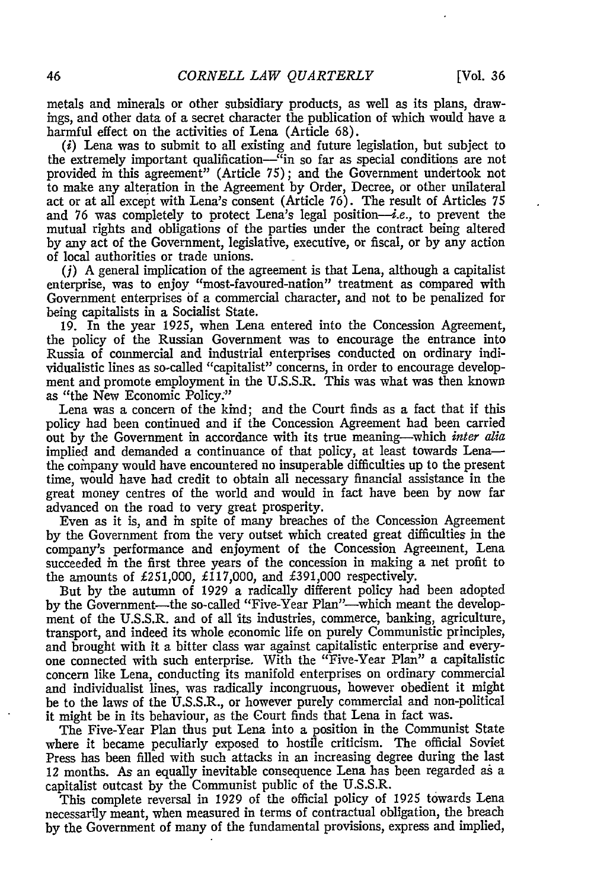metals and minerals or other subsidiary products, as well as its plans, drawings, and other data of a secret character the publication of which would have a harmful effect on the activities of Lena (Article 68).

(*i*) Lena was to submit to all existing and future legislation, but subject to the extremely important qualification—"in so far as special conditions are not provided in this agreement" (Article 75); and the Government undertook not to make any alteration in the Agreement by Order, Decree, or other unilateral act or at all except with Lena's consent (Article 76). The result of Articles 75 and 76 was completely to protect Lena's legal position—*i.e.*, to prevent the mutual rights and obligations of the parties under the contract being altered by any act of the Government, legislative, executive, or fiscal, or by any action of local authorities or trade unions.

(*j*) A general implication of the agreement is that Lena, although a capitalist enterprise, was to enjoy "most-favoured-nation" treatment as compared with Government enterprises of a commercial character, and not to be penalized for being capitalists in a Socialist State.

19. In the year 1925, when Lena entered into the Concession Agreement, the policy of the Russian Government was to encourage the entrance into Russia of commercial and industrial enterprises conducted on ordinary individualistic lines as so-called "capitalist" concerns, in order to encourage development and promote employment in the U.S.S.R. This was what was then known as "the New Economic Policy."

Lena was a concern of the kind; and the Court finds as a fact that if this policy had been continued and if the Concession Agreement had been carried out by the Government in accordance with its true meaning—which *inter alia* implied and demanded a continuance of that policy, at least towards Lena—the company would have encountered no insuperable difficulties up to the present time, would have had credit to obtain all necessary financial assistance in the great money centres of the world and would in fact have been by now far advanced on the road to very great prosperity.

Even as it is, and in spite of many breaches of the Concession Agreement by the Government from the very outset which created great difficulties in the company's performance and enjoyment of the Concession Agreement, Lena succeeded in the first three years of the concession in making a net profit to the amounts of £251,000, £117,000, and £391,000 respectively.

But by the autumn of 1929 a radically different policy had been adopted by the Government—the so-called "Five-Year Plan"—which meant the development of the U.S.S.R. and of all its industries, commerce, banking, agriculture, transport, and indeed its whole economic life on purely Communistic principles, and brought with it a bitter class war against capitalistic enterprise and everyone connected with such enterprise. With the "Five-Year Plan" a capitalistic concern like Lena, conducting its manifold enterprises on ordinary commercial and individualist lines, was radically incongruous, however obedient it might be to the laws of the U.S.S.R., or however purely commercial and non-political it might be in its behaviour, as the Court finds that Lena in fact was.

The Five-Year Plan thus put Lena into a position in the Communist State where it became peculiarly exposed to hostile criticism. The official Soviet Press has been filled with such attacks in an increasing degree during the last 12 months. As an equally inevitable consequence Lena has been regarded as a capitalist outcast by the Communist public of the U.S.S.R.

This complete reversal in 1929 of the official policy of 1925 towards Lena necessarily meant, when measured in terms of contractual obligation, the breach by the Government of many of the fundamental provisions, express and implied,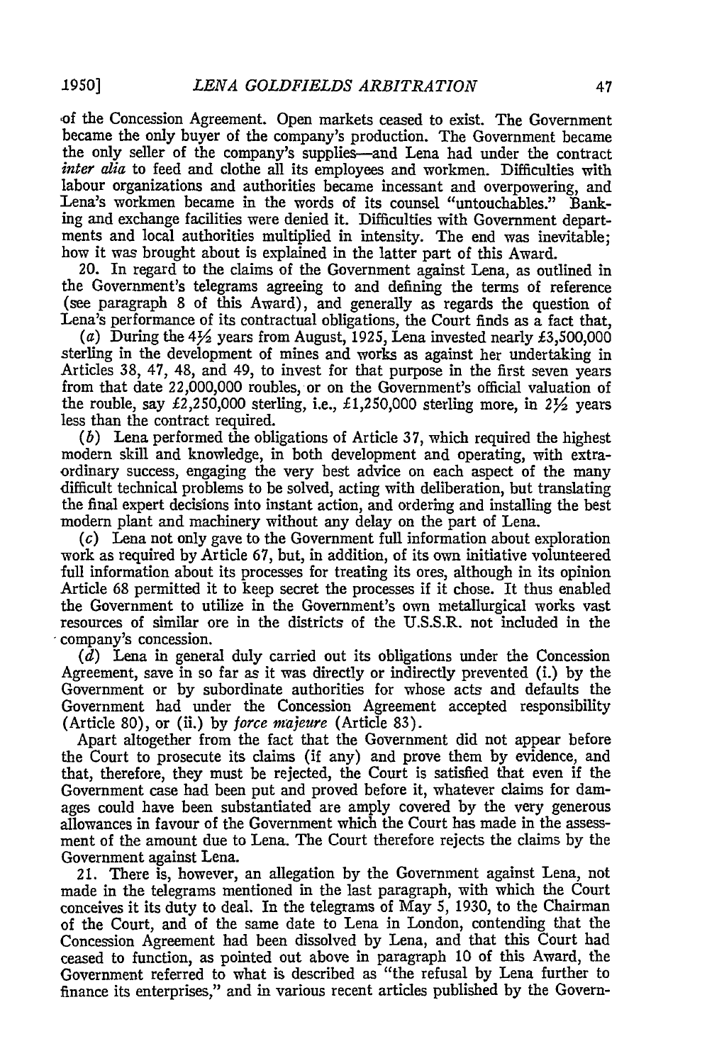of the Concession Agreement. Open markets ceased to exist. The Government became the only buyer of the company's production. The Government became the only seller of the company's supplies—and Lena had under the contract *inter alia* to feed and clothe all its employees and workmen. Difficulties with labour organizations and authorities became incessant and overpowering, and Lena's workmen became in the words of its counsel "untouchables." Banking and exchange facilities were denied it. Difficulties with Government departments and local authorities multiplied in intensity. The end was inevitable; how it was brought about is explained in the latter part of this Award.

20. In regard to the claims of the Government against Lena, as outlined in the Government's telegrams agreeing to and defining the terms of reference (see paragraph 8 of this Award), and generally as regards the question of Lena's performance of its contractual obligations, the Court finds as a fact that,

(*a*) During the 4½ years from August, 1925, Lena invested nearly £3,500,000 sterling in the development of mines and works as against her undertaking in Articles 38, 47, 48, and 49, to invest for that purpose in the first seven years from that date 22,000,000 roubles, or on the Government's official valuation of the rouble, say £2,250,000 sterling, i.e., £1,250,000 sterling more, in 2½ years less than the contract required.

(*b*) Lena performed the obligations of Article 37, which required the highest modern skill and knowledge, in both development and operating, with extraordinary success, engaging the very best advice on each aspect of the many difficult technical problems to be solved, acting with deliberation, but translating the final expert decisions into instant action, and ordering and installing the best modern plant and machinery without any delay on the part of Lena.

(*c*) Lena not only gave to the Government full information about exploration work as required by Article 67, but, in addition, of its own initiative volunteered full information about its processes for treating its ores, although in its opinion Article 68 permitted it to keep secret the processes if it chose. It thus enabled the Government to utilize in the Government's own metallurgical works vast resources of similar ore in the districts of the U.S.S.R. not included in the company's concession.

(*d*) Lena in general duly carried out its obligations under the Concession Agreement, save in so far as it was directly or indirectly prevented (i.) by the Government or by subordinate authorities for whose acts and defaults the Government had under the Concession Agreement accepted responsibility (Article 80), or (ii.) by *force majeure* (Article 83).

Apart altogether from the fact that the Government did not appear before the Court to prosecute its claims (if any) and prove them by evidence, and that, therefore, they must be rejected, the Court is satisfied that even if the Government case had been put and proved before it, whatever claims for damages could have been substantiated are amply covered by the very generous allowances in favour of the Government which the Court has made in the assessment of the amount due to Lena. The Court therefore rejects the claims by the Government against Lena.

21. There is, however, an allegation by the Government against Lena, not made in the telegrams mentioned in the last paragraph, with which the Court conceives it its duty to deal. In the telegrams of May 5, 1930, to the Chairman of the Court, and of the same date to Lena in London, contending that the Concession Agreement had been dissolved by Lena, and that this Court had ceased to function, as pointed out above in paragraph 10 of this Award, the Government referred to what is described as "the refusal by Lena further to finance its enterprises," and in various recent articles published by the Govern-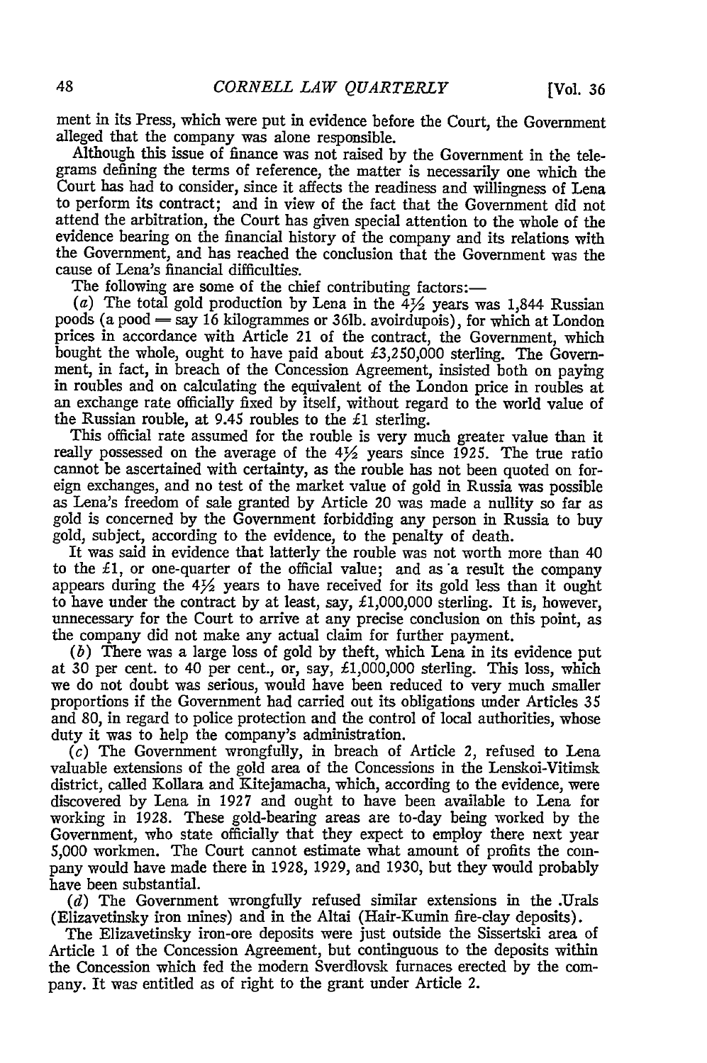ment in its Press, which were put in evidence before the Court, the Government alleged that the company was alone responsible.

Although this issue of finance was not raised by the Government in the telegrams defining the terms of reference, the matter is necessarily one which the Court has had to consider, since it affects the readiness and willingness of Lena to perform its contract; and in view of the fact that the Government did not attend the arbitration, the Court has given special attention to the whole of the evidence bearing on the financial history of the company and its relations with the Government, and has reached the conclusion that the Government was the cause of Lena's financial difficulties.

The following are some of the chief contributing factors:—

(*a*) The total gold production by Lena in the 4½ years was 1,844 Russian poods (a pood = say 16 kilogrammes or 36lb. avoirdupois), for which at London prices in accordance with Article 21 of the contract, the Government, which bought the whole, ought to have paid about £3,250,000 sterling. The Government, in fact, in breach of the Concession Agreement, insisted both on paying in roubles and on calculating the equivalent of the London price in roubles at an exchange rate officially fixed by itself, without regard to the world value of the Russian rouble, at 9.45 roubles to the £1 sterling.

This official rate assumed for the rouble is very much greater value than it really possessed on the average of the 4½ years since 1925. The true ratio cannot be ascertained with certainty, as the rouble has not been quoted on foreign exchanges, and no test of the market value of gold in Russia was possible as Lena's freedom of sale granted by Article 20 was made a nullity so far as gold is concerned by the Government forbidding any person in Russia to buy gold, subject, according to the evidence, to the penalty of death.

It was said in evidence that latterly the rouble was not worth more than 40 to the £1, or one-quarter of the official value; and as a result the company appears during the 4½ years to have received for its gold less than it ought to have under the contract by at least, say, £1,000,000 sterling. It is, however, unnecessary for the Court to arrive at any precise conclusion on this point, as the company did not make any actual claim for further payment.

(*b*) There was a large loss of gold by theft, which Lena in its evidence put at 30 per cent. to 40 per cent., or, say, £1,000,000 sterling. This loss, which we do not doubt was serious, would have been reduced to very much smaller proportions if the Government had carried out its obligations under Articles 35 and 80, in regard to police protection and the control of local authorities, whose duty it was to help the company's administration.

(*c*) The Government wrongfully, in breach of Article 2, refused to Lena valuable extensions of the gold area of the Concessions in the Lenskoi-Vitimsk district, called Kollara and Kitejamacha, which, according to the evidence, were discovered by Lena in 1927 and ought to have been available to Lena for working in 1928. These gold-bearing areas are to-day being worked by the Government, who state officially that they expect to employ there next year 5,000 workmen. The Court cannot estimate what amount of profits the company would have made there in 1928, 1929, and 1930, but they would probably have been substantial.

(*d*) The Government wrongfully refused similar extensions in the Urals (Elizavetinsky iron mines) and in the Altai (Hair-Kumin fire-clay deposits).

The Elizavetinsky iron-ore deposits were just outside the Sissertski area of Article 1 of the Concession Agreement, but continguous to the deposits within the Concession which fed the modern Sverdlovsk furnaces erected by the company. It was entitled as of right to the grant under Article 2.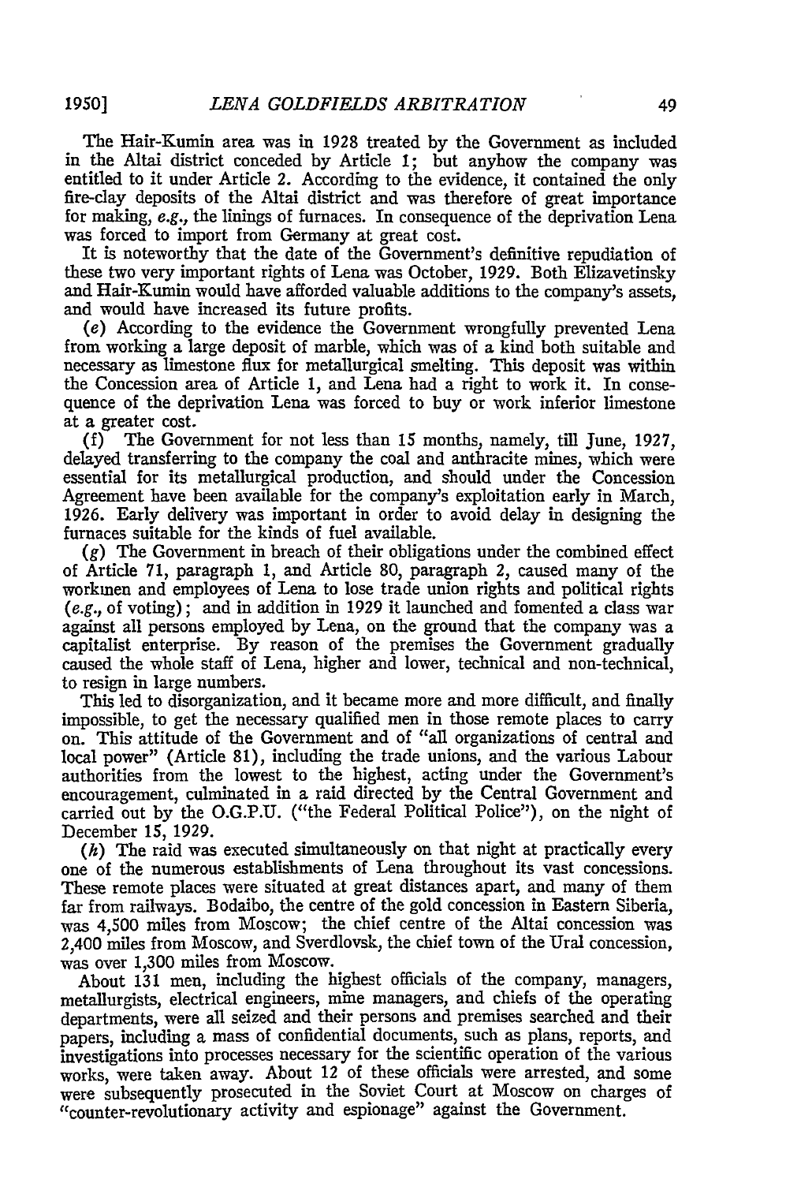The Hair-Kumin area was in 1928 treated by the Government as included in the Altai district conceded by Article 1; but anyhow the company was entitled to it under Article 2. According to the evidence, it contained the only fire-clay deposits of the Altai district and was therefore of great importance for making, *e.g.*, the linings of furnaces. In consequence of the deprivation Lena was forced to import from Germany at great cost.

It is noteworthy that the date of the Government's definitive repudiation of these two very important rights of Lena was October, 1929. Both Elizavetinsky and Hair-Kumin would have afforded valuable additions to the company's assets, and would have increased its future profits.

(*e*) According to the evidence the Government wrongfully prevented Lena from working a large deposit of marble, which was of a kind both suitable and necessary as limestone flux for metallurgical smelting. This deposit was within the Concession area of Article 1, and Lena had a right to work it. In consequence of the deprivation Lena was forced to buy or work inferior limestone at a greater cost.

(*f*) The Government for not less than 15 months, namely, till June, 1927, delayed transferring to the company the coal and anthracite mines, which were essential for its metallurgical production, and should under the Concession Agreement have been available for the company's exploitation early in March, 1926. Early delivery was important in order to avoid delay in designing the furnaces suitable for the kinds of fuel available.

(*g*) The Government in breach of their obligations under the combined effect of Article 71, paragraph 1, and Article 80, paragraph 2, caused many of the workmen and employees of Lena to lose trade union rights and political rights (*e.g.*, of voting); and in addition in 1929 it launched and fomented a class war against all persons employed by Lena, on the ground that the company was a capitalist enterprise. By reason of the premises the Government gradually caused the whole staff of Lena, higher and lower, technical and non-technical, to resign in large numbers.

This led to disorganization, and it became more and more difficult, and finally impossible, to get the necessary qualified men in those remote places to carry on. This attitude of the Government and of "all organizations of central and local power" (Article 81), including the trade unions, and the various Labour authorities from the lowest to the highest, acting under the Government's encouragement, culminated in a raid directed by the Central Government and carried out by the O.G.P.U. ("the Federal Political Police"), on the night of December 15, 1929.

(*h*) The raid was executed simultaneously on that night at practically every one of the numerous establishments of Lena throughout its vast concessions. These remote places were situated at great distances apart, and many of them far from railways. Bodaibo, the centre of the gold concession in Eastern Siberia, was 4,500 miles from Moscow; the chief centre of the Altai concession was 2,400 miles from Moscow, and Sverdlovsk, the chief town of the Ural concession, was over 1,300 miles from Moscow.

About 131 men, including the highest officials of the company, managers, metallurgists, electrical engineers, mine managers, and chiefs of the operating departments, were all seized and their persons and premises searched and their papers, including a mass of confidential documents, such as plans, reports, and investigations into processes necessary for the scientific operation of the various works, were taken away. About 12 of these officials were arrested, and some were subsequently prosecuted in the Soviet Court at Moscow on charges of "counter-revolutionary activity and espionage" against the Government.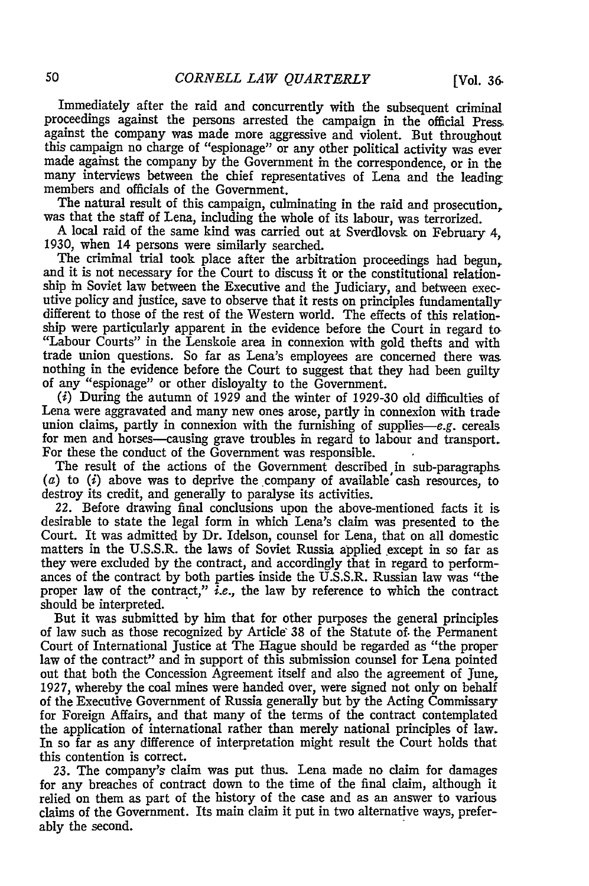Immediately after the raid and concurrently with the subsequent criminal proceedings against the persons arrested the campaign in the official Press against the company was made more aggressive and violent. But throughout this campaign no charge of "espionage" or any other political activity was ever made against the company by the Government in the correspondence, or in the many interviews between the chief representatives of Lena and the leading members and officials of the Government.

The natural result of this campaign, culminating in the raid and prosecution, was that the staff of Lena, including the whole of its labour, was terrorized.

A local raid of the same kind was carried out at Sverdlovsk on February 4, 1930, when 14 persons were similarly searched.

The criminal trial took place after the arbitration proceedings had begun, and it is not necessary for the Court to discuss it or the constitutional relationship in Soviet law between the Executive and the Judiciary, and between executive policy and justice, save to observe that it rests on principles fundamentally different to those of the rest of the Western world. The effects of this relationship were particularly apparent in the evidence before the Court in regard to "Labour Courts" in the Lenskoie area in connexion with gold thefts and with trade union questions. So far as Lena's employees are concerned there was nothing in the evidence before the Court to suggest that they had been guilty of any "espionage" or other disloyalty to the Government.

(*i*) During the autumn of 1929 and the winter of 1929-30 old difficulties of Lena were aggravated and many new ones arose, partly in connexion with trade union claims, partly in connexion with the furnishing of supplies—*e.g.* cereals for men and horses—causing grave troubles in regard to labour and transport. For these the conduct of the Government was responsible.

The result of the actions of the Government described in sub-paragraphs (*a*) to (*i*) above was to deprive the company of available cash resources, to destroy its credit, and generally to paralyse its activities.

22. Before drawing final conclusions upon the above-mentioned facts it is desirable to state the legal form in which Lena's claim was presented to the Court. It was admitted by Dr. Idelson, counsel for Lena, that on all domestic matters in the U.S.S.R. the laws of Soviet Russia applied except in so far as they were excluded by the contract, and accordingly that in regard to performances of the contract by both parties inside the U.S.S.R. Russian law was "the proper law of the contract," *i.e.*, the law by reference to which the contract should be interpreted.

But it was submitted by him that for other purposes the general principles of law such as those recognized by Article 38 of the Statute of the Permanent Court of International Justice at The Hague should be regarded as "the proper law of the contract" and in support of this submission counsel for Lena pointed out that both the Concession Agreement itself and also the agreement of June, 1927, whereby the coal mines were handed over, were signed not only on behalf of the Executive Government of Russia generally but by the Acting Commissary for Foreign Affairs, and that many of the terms of the contract contemplated the application of international rather than merely national principles of law. In so far as any difference of interpretation might result the Court holds that this contention is correct.

23. The company's claim was put thus. Lena made no claim for damages for any breaches of contract down to the time of the final claim, although it relied on them as part of the history of the case and as an answer to various claims of the Government. Its main claim it put in two alternative ways, preferably the second.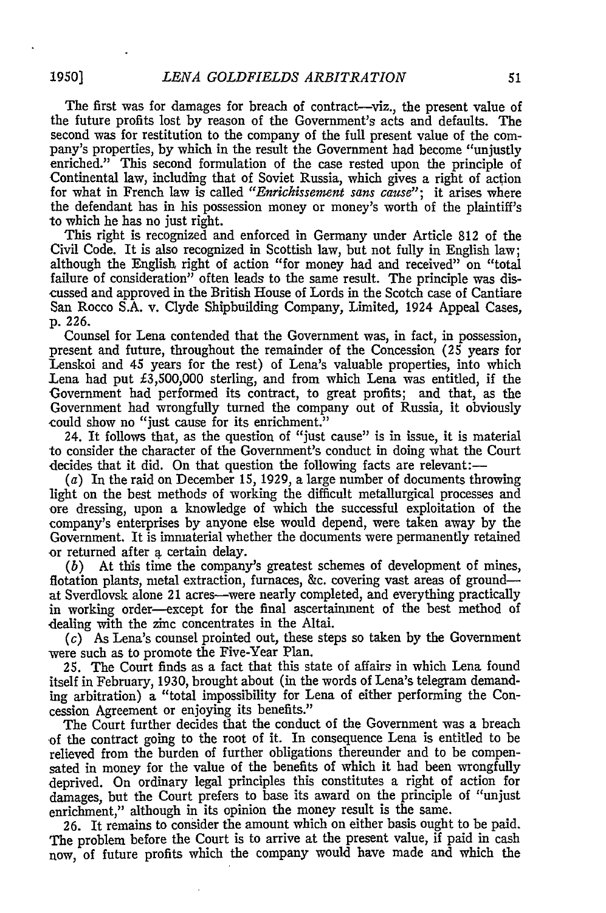The first was for damages for breach of contract—viz., the present value of the future profits lost by reason of the Government's acts and defaults. The second was for restitution to the company of the full present value of the company's properties, by which in the result the Government had become "unjustly enriched." This second formulation of the case rested upon the principle of Continental law, including that of Soviet Russia, which gives a right of action for what in French law is called *"Enrichissement sans cause"*; it arises where the defendant has in his possession money or money's worth of the plaintiff's to which he has no just right.

This right is recognized and enforced in Germany under Article 812 of the Civil Code. It is also recognized in Scottish law, but not fully in English law; although the English right of action "for money had and received" on "total failure of consideration" often leads to the same result. The principle was discussed and approved in the British House of Lords in the Scotch case of Cantiare San Rocco S.A. v. Clyde Shipbuilding Company, Limited, 1924 Appeal Cases, p. 226.

Counsel for Lena contended that the Government was, in fact, in possession, present and future, throughout the remainder of the Concession (25 years for Lenskoi and 45 years for the rest) of Lena's valuable properties, into which Lena had put £3,500,000 sterling, and from which Lena was entitled, if the Government had performed its contract, to great profits; and that, as the Government had wrongfully turned the company out of Russia, it obviously could show no "just cause for its enrichment."

24. It follows that, as the question of "just cause" is in issue, it is material to consider the character of the Government's conduct in doing what the Court decides that it did. On that question the following facts are relevant:—

(*a*) In the raid on December 15, 1929, a large number of documents throwing light on the best methods of working the difficult metallurgical processes and ore dressing, upon a knowledge of which the successful exploitation of the company's enterprises by anyone else would depend, were taken away by the Government. It is immaterial whether the documents were permanently retained or returned after a certain delay.

(*b*) At this time the company's greatest schemes of development of mines, flotation plants, metal extraction, furnaces, &c. covering vast areas of ground—at Sverdlovsk alone 21 acres—were nearly completed, and everything practically in working order—except for the final ascertainment of the best method of dealing with the zinc concentrates in the Altai.

(*c*) As Lena's counsel prointed out, these steps so taken by the Government were such as to promote the Five-Year Plan.

25. The Court finds as a fact that this state of affairs in which Lena found itself in February, 1930, brought about (in the words of Lena's telegram demanding arbitration) a "total impossibility for Lena of either performing the Concession Agreement or enjoying its benefits."

The Court further decides that the conduct of the Government was a breach of the contract going to the root of it. In consequence Lena is entitled to be relieved from the burden of further obligations thereunder and to be compensated in money for the value of the benefits of which it had been wrongfully deprived. On ordinary legal principles this constitutes a right of action for damages, but the Court prefers to base its award on the principle of "unjust enrichment," although in its opinion the money result is the same.

26. It remains to consider the amount which on either basis ought to be paid. The problem before the Court is to arrive at the present value, if paid in cash now, of future profits which the company would have made and which the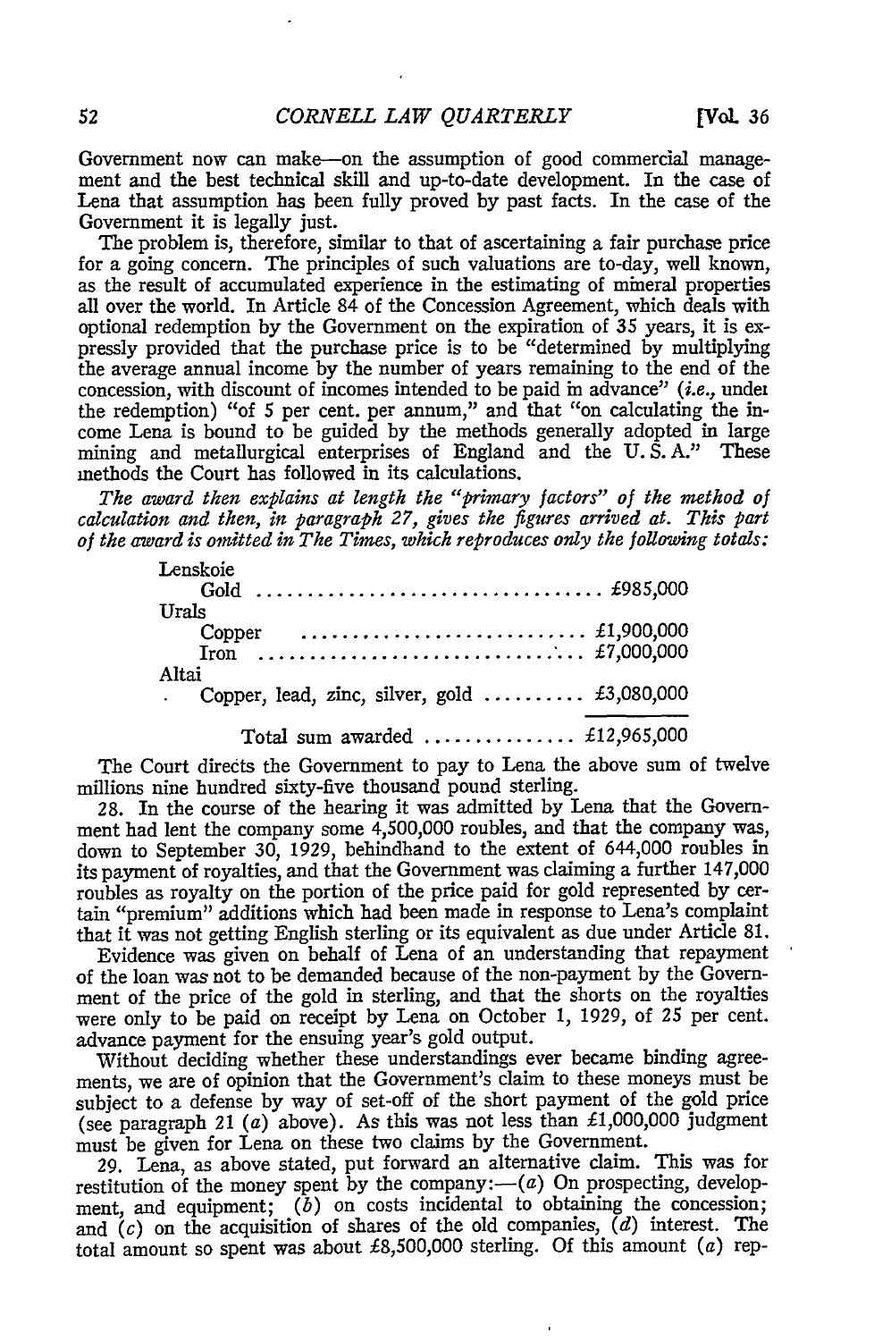Government now can make—on the assumption of good commercial management and the best technical skill and up-to-date development. In the case of Lena that assumption has been fully proved by past facts. In the case of the Government it is legally just.

The problem is, therefore, similar to that of ascertaining a fair purchase price for a going concern. The principles of such valuations are to-day, well known, as the result of accumulated experience in the estimating of mineral properties all over the world. In Article 84 of the Concession Agreement, which deals with optional redemption by the Government on the expiration of 35 years, it is expressly provided that the purchase price is to be "determined by multiplying the average annual income by the number of years remaining to the end of the concession, with discount of incomes intended to be paid in advance" (*i.e.,* under the redemption) "of 5 per cent. per annum," and that "on calculating the income Lena is bound to be guided by the methods generally adopted in large mining and metallurgical enterprises of England and the U. S. A." These methods the Court has followed in its calculations.

*The award then explains at length the "primary factors" of the method of calculation and then, in paragraph 27, gives the figures arrived at. This part of the award is omitted in The Times, which reproduces only the following totals:*

| | |
|---|---|
| Lenskoie | |
| Gold | £985,000 |
| Urals | |
| Copper | £1,900,000 |
| Iron | £7,000,000 |
| Altai | |
| Copper, lead, zinc, silver, gold | £3,080,000 |
| Total sum awarded | £12,965,000 |

The Court directs the Government to pay to Lena the above sum of twelve millions nine hundred sixty-five thousand pound sterling.

28. In the course of the hearing it was admitted by Lena that the Government had lent the company some 4,500,000 roubles, and that the company was, down to September 30, 1929, behindhand to the extent of 644,000 roubles in its payment of royalties, and that the Government was claiming a further 147,000 roubles as royalty on the portion of the price paid for gold represented by certain "premium" additions which had been made in response to Lena's complaint that it was not getting English sterling or its equivalent as due under Article 81.

Evidence was given on behalf of Lena of an understanding that repayment of the loan was not to be demanded because of the non-payment by the Government of the price of the gold in sterling, and that the shorts on the royalties were only to be paid on receipt by Lena on October 1, 1929, of 25 per cent. advance payment for the ensuing year's gold output.

Without deciding whether these understandings ever became binding agreements, we are of opinion that the Government's claim to these moneys must be subject to a defense by way of set-off of the short payment of the gold price (see paragraph 21 (*a*) above). As this was not less than £1,000,000 judgment must be given for Lena on these two claims by the Government.

29. Lena, as above stated, put forward an alternative claim. This was for restitution of the money spent by the company:—(*a*) On prospecting, development, and equipment; (*b*) on costs incidental to obtaining the concession; and (*c*) on the acquisition of shares of the old companies, (*d*) interest. The total amount so spent was about £8,500,000 sterling. Of this amount (*a*) rep-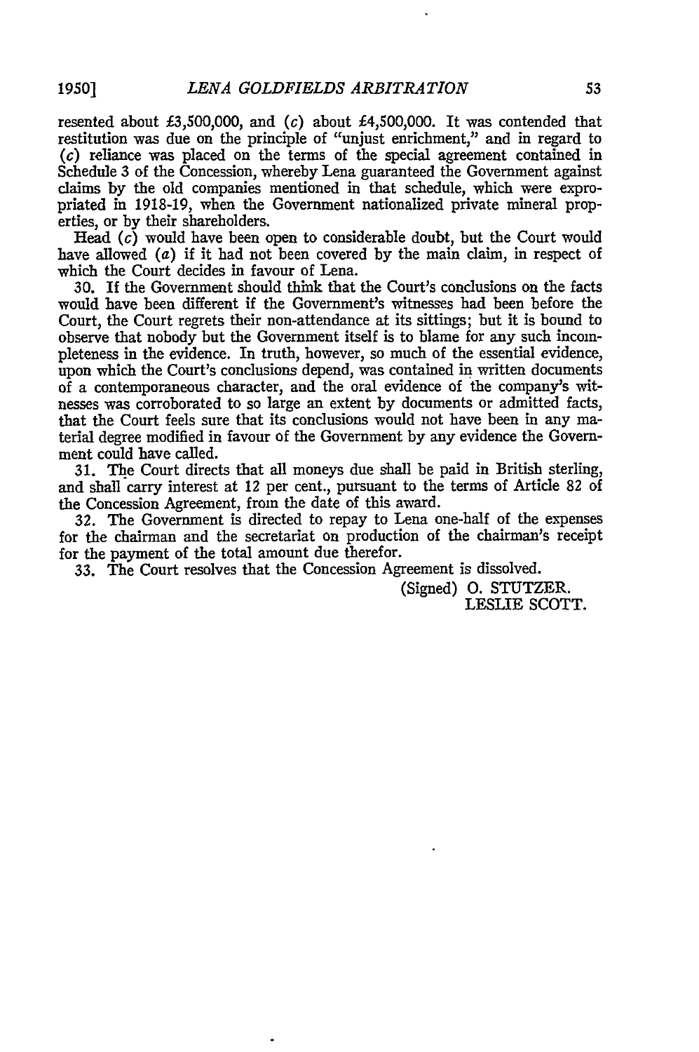resented about £3,500,000, and (*c*) about £4,500,000. It was contended that restitution was due on the principle of "unjust enrichment," and in regard to (*c*) reliance was placed on the terms of the special agreement contained in Schedule 3 of the Concession, whereby Lena guaranteed the Government against claims by the old companies mentioned in that schedule, which were expropriated in 1918-19, when the Government nationalized private mineral properties, or by their shareholders.

Head (*c*) would have been open to considerable doubt, but the Court would have allowed (*a*) if it had not been covered by the main claim, in respect of which the Court decides in favour of Lena.

30. If the Government should think that the Court's conclusions on the facts would have been different if the Government's witnesses had been before the Court, the Court regrets their non-attendance at its sittings; but it is bound to observe that nobody but the Government itself is to blame for any such incompleteness in the evidence. In truth, however, so much of the essential evidence, upon which the Court's conclusions depend, was contained in written documents of a contemporaneous character, and the oral evidence of the company's witnesses was corroborated to so large an extent by documents or admitted facts, that the Court feels sure that its conclusions would not have been in any material degree modified in favour of the Government by any evidence the Government could have called.

31. The Court directs that all moneys due shall be paid in British sterling, and shall carry interest at 12 per cent., pursuant to the terms of Article 82 of the Concession Agreement, from the date of this award.

32. The Government is directed to repay to Lena one-half of the expenses for the chairman and the secretariat on production of the chairman's receipt for the payment of the total amount due therefor.

33. The Court resolves that the Concession Agreement is dissolved.

(Signed) O. STUTZER.
LESLIE SCOTT.